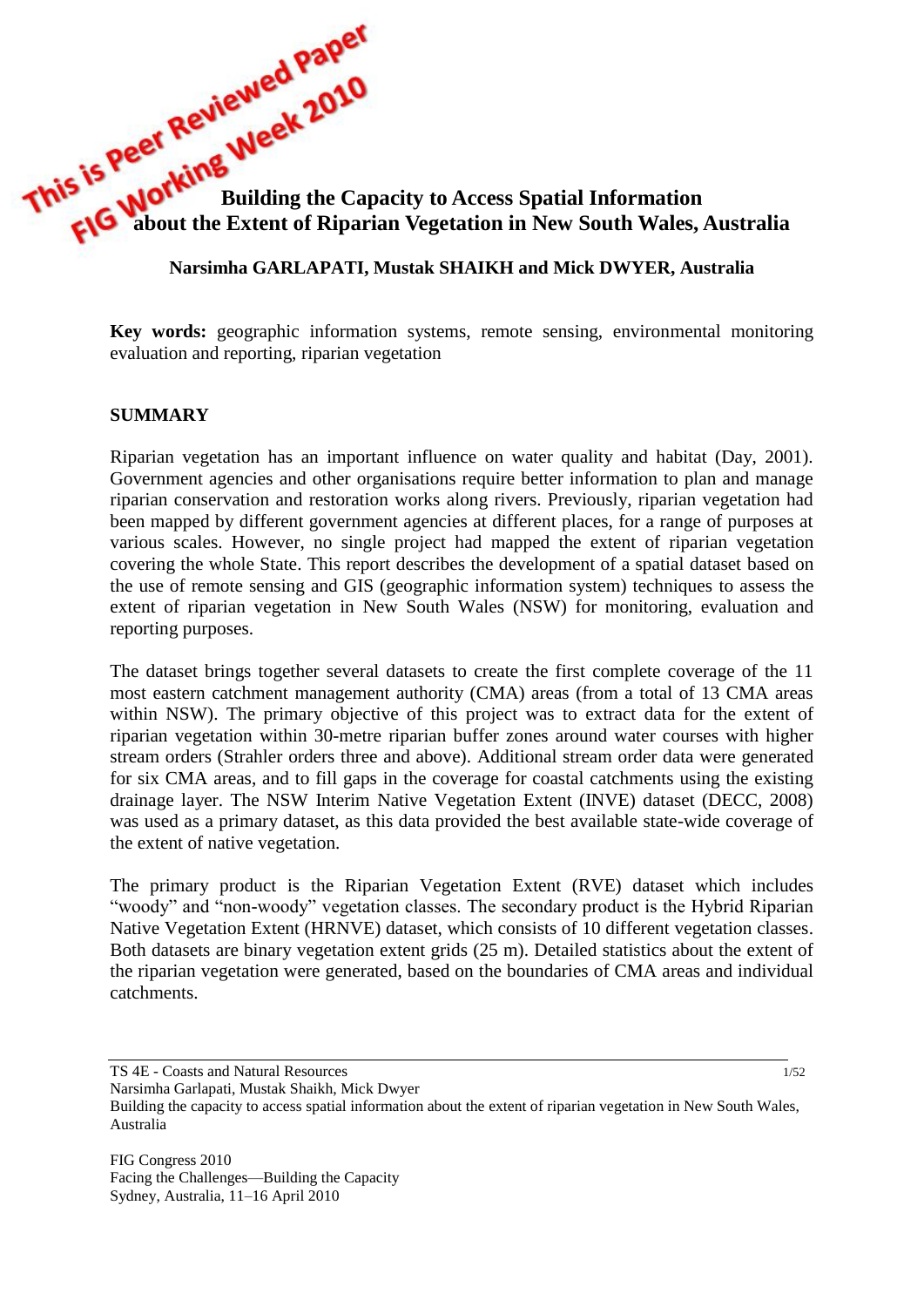This is Peer Reviewed Paper
FIG Working Week 2010

# Building the Capacity to Access Spatial Information about the Extent of Riparian Vegetation in New South Wales, Australia

**Narsimha GARLAPATI, Mustak SHAIKH and Mick DWYER, Australia**

**Key words:** geographic information systems, remote sensing, environmental monitoring evaluation and reporting, riparian vegetation

## SUMMARY

Riparian vegetation has an important influence on water quality and habitat (Day, 2001). Government agencies and other organisations require better information to plan and manage riparian conservation and restoration works along rivers. Previously, riparian vegetation had been mapped by different government agencies at different places, for a range of purposes at various scales. However, no single project had mapped the extent of riparian vegetation covering the whole State. This report describes the development of a spatial dataset based on the use of remote sensing and GIS (geographic information system) techniques to assess the extent of riparian vegetation in New South Wales (NSW) for monitoring, evaluation and reporting purposes.

The dataset brings together several datasets to create the first complete coverage of the 11 most eastern catchment management authority (CMA) areas (from a total of 13 CMA areas within NSW). The primary objective of this project was to extract data for the extent of riparian vegetation within 30-metre riparian buffer zones around water courses with higher stream orders (Strahler orders three and above). Additional stream order data were generated for six CMA areas, and to fill gaps in the coverage for coastal catchments using the existing drainage layer. The NSW Interim Native Vegetation Extent (INVE) dataset (DECC, 2008) was used as a primary dataset, as this data provided the best available state-wide coverage of the extent of native vegetation.

The primary product is the Riparian Vegetation Extent (RVE) dataset which includes "woody" and "non-woody" vegetation classes. The secondary product is the Hybrid Riparian Native Vegetation Extent (HRNVE) dataset, which consists of 10 different vegetation classes. Both datasets are binary vegetation extent grids (25 m). Detailed statistics about the extent of the riparian vegetation were generated, based on the boundaries of CMA areas and individual catchments.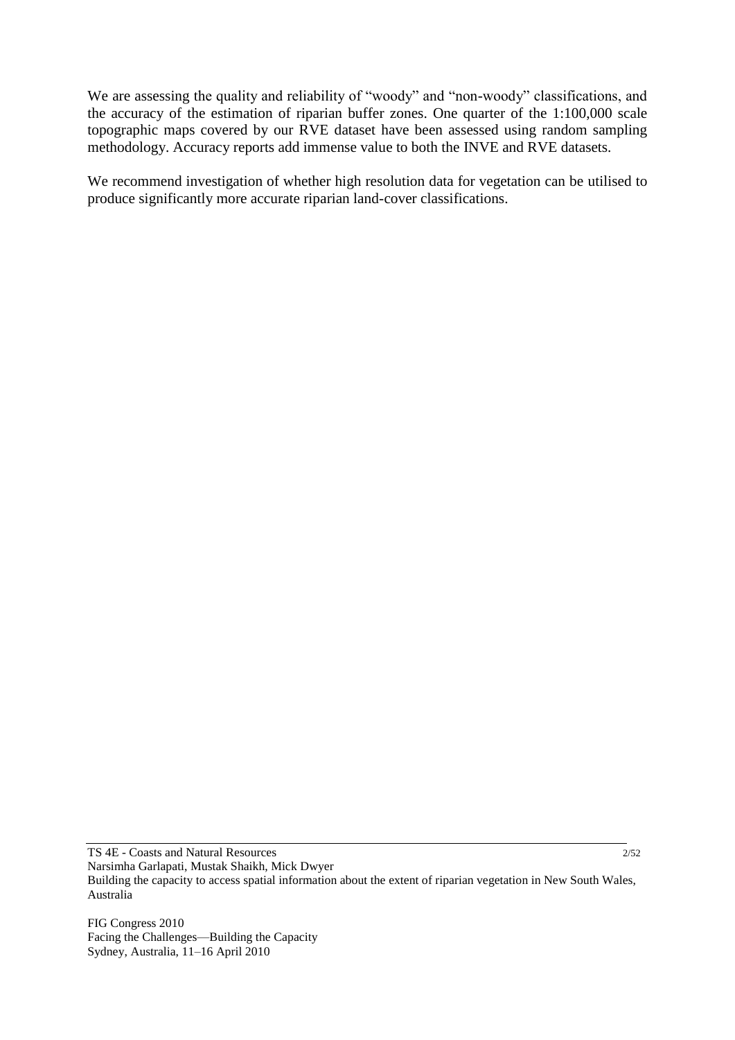We are assessing the quality and reliability of "woody" and "non-woody" classifications, and the accuracy of the estimation of riparian buffer zones. One quarter of the 1:100,000 scale topographic maps covered by our RVE dataset have been assessed using random sampling methodology. Accuracy reports add immense value to both the INVE and RVE datasets.

We recommend investigation of whether high resolution data for vegetation can be utilised to produce significantly more accurate riparian land-cover classifications.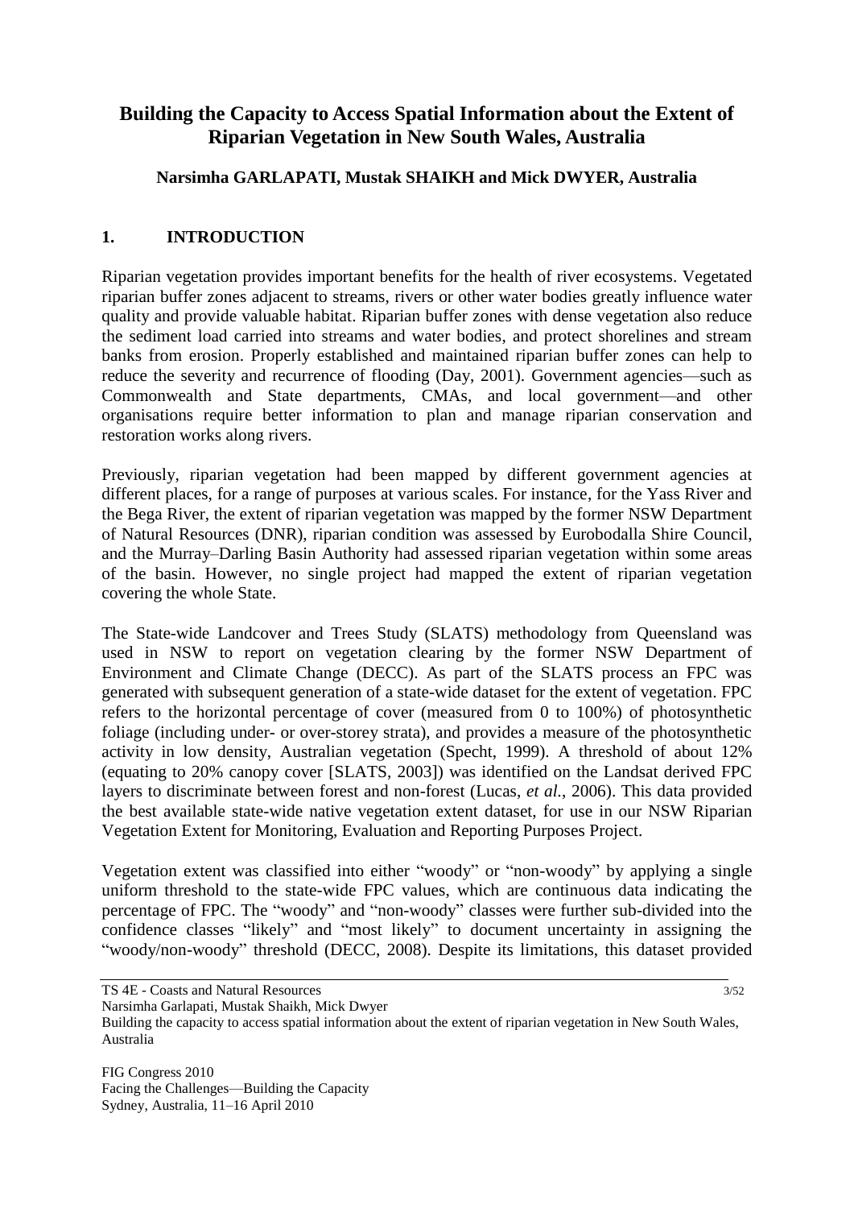# Building the Capacity to Access Spatial Information about the Extent of Riparian Vegetation in New South Wales, Australia

**Narsimha GARLAPATI, Mustak SHAIKH and Mick DWYER, Australia**

## 1. INTRODUCTION

Riparian vegetation provides important benefits for the health of river ecosystems. Vegetated riparian buffer zones adjacent to streams, rivers or other water bodies greatly influence water quality and provide valuable habitat. Riparian buffer zones with dense vegetation also reduce the sediment load carried into streams and water bodies, and protect shorelines and stream banks from erosion. Properly established and maintained riparian buffer zones can help to reduce the severity and recurrence of flooding (Day, 2001). Government agencies—such as Commonwealth and State departments, CMAs, and local government—and other organisations require better information to plan and manage riparian conservation and restoration works along rivers.

Previously, riparian vegetation had been mapped by different government agencies at different places, for a range of purposes at various scales. For instance, for the Yass River and the Bega River, the extent of riparian vegetation was mapped by the former NSW Department of Natural Resources (DNR), riparian condition was assessed by Eurobodalla Shire Council, and the Murray–Darling Basin Authority had assessed riparian vegetation within some areas of the basin. However, no single project had mapped the extent of riparian vegetation covering the whole State.

The State-wide Landcover and Trees Study (SLATS) methodology from Queensland was used in NSW to report on vegetation clearing by the former NSW Department of Environment and Climate Change (DECC). As part of the SLATS process an FPC was generated with subsequent generation of a state-wide dataset for the extent of vegetation. FPC refers to the horizontal percentage of cover (measured from 0 to 100%) of photosynthetic foliage (including under- or over-storey strata), and provides a measure of the photosynthetic activity in low density, Australian vegetation (Specht, 1999). A threshold of about 12% (equating to 20% canopy cover [SLATS, 2003]) was identified on the Landsat derived FPC layers to discriminate between forest and non-forest (Lucas, *et al.*, 2006). This data provided the best available state-wide native vegetation extent dataset, for use in our NSW Riparian Vegetation Extent for Monitoring, Evaluation and Reporting Purposes Project.

Vegetation extent was classified into either "woody" or "non-woody" by applying a single uniform threshold to the state-wide FPC values, which are continuous data indicating the percentage of FPC. The "woody" and "non-woody" classes were further sub-divided into the confidence classes "likely" and "most likely" to document uncertainty in assigning the "woody/non-woody" threshold (DECC, 2008). Despite its limitations, this dataset provided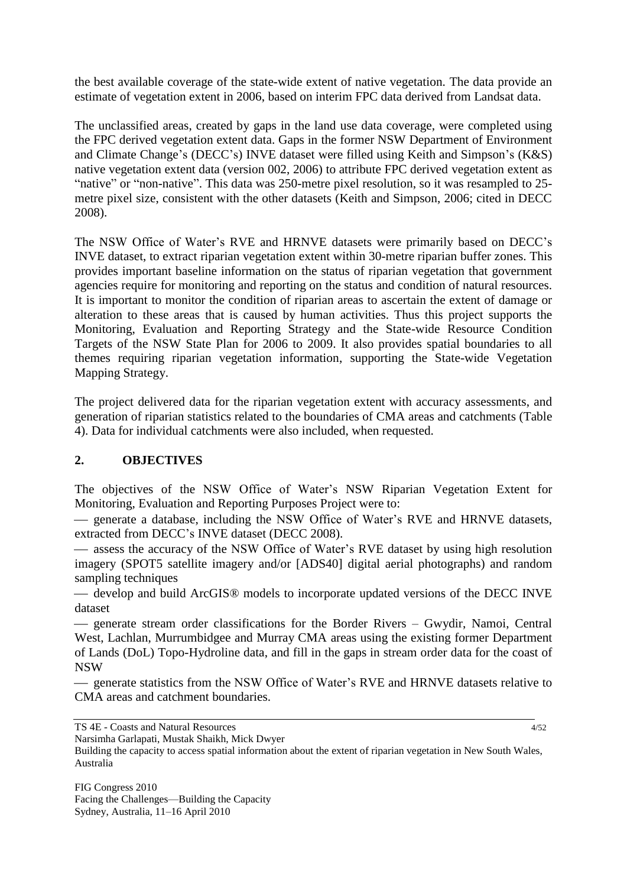the best available coverage of the state-wide extent of native vegetation. The data provide an estimate of vegetation extent in 2006, based on interim FPC data derived from Landsat data.

The unclassified areas, created by gaps in the land use data coverage, were completed using the FPC derived vegetation extent data. Gaps in the former NSW Department of Environment and Climate Change's (DECC's) INVE dataset were filled using Keith and Simpson's (K&S) native vegetation extent data (version 002, 2006) to attribute FPC derived vegetation extent as "native" or "non-native". This data was 250-metre pixel resolution, so it was resampled to 25-metre pixel size, consistent with the other datasets (Keith and Simpson, 2006; cited in DECC 2008).

The NSW Office of Water's RVE and HRNVE datasets were primarily based on DECC's INVE dataset, to extract riparian vegetation extent within 30-metre riparian buffer zones. This provides important baseline information on the status of riparian vegetation that government agencies require for monitoring and reporting on the status and condition of natural resources. It is important to monitor the condition of riparian areas to ascertain the extent of damage or alteration to these areas that is caused by human activities. Thus this project supports the Monitoring, Evaluation and Reporting Strategy and the State-wide Resource Condition Targets of the NSW State Plan for 2006 to 2009. It also provides spatial boundaries to all themes requiring riparian vegetation information, supporting the State-wide Vegetation Mapping Strategy.

The project delivered data for the riparian vegetation extent with accuracy assessments, and generation of riparian statistics related to the boundaries of CMA areas and catchments (Table 4). Data for individual catchments were also included, when requested.

## 2. OBJECTIVES

The objectives of the NSW Office of Water's NSW Riparian Vegetation Extent for Monitoring, Evaluation and Reporting Purposes Project were to:

- generate a database, including the NSW Office of Water's RVE and HRNVE datasets, extracted from DECC's INVE dataset (DECC 2008).
- assess the accuracy of the NSW Office of Water's RVE dataset by using high resolution imagery (SPOT5 satellite imagery and/or [ADS40] digital aerial photographs) and random sampling techniques
- develop and build ArcGIS® models to incorporate updated versions of the DECC INVE dataset
- generate stream order classifications for the Border Rivers – Gwydir, Namoi, Central West, Lachlan, Murrumbidgee and Murray CMA areas using the existing former Department of Lands (DoL) Topo-Hydroline data, and fill in the gaps in stream order data for the coast of NSW
- generate statistics from the NSW Office of Water's RVE and HRNVE datasets relative to CMA areas and catchment boundaries.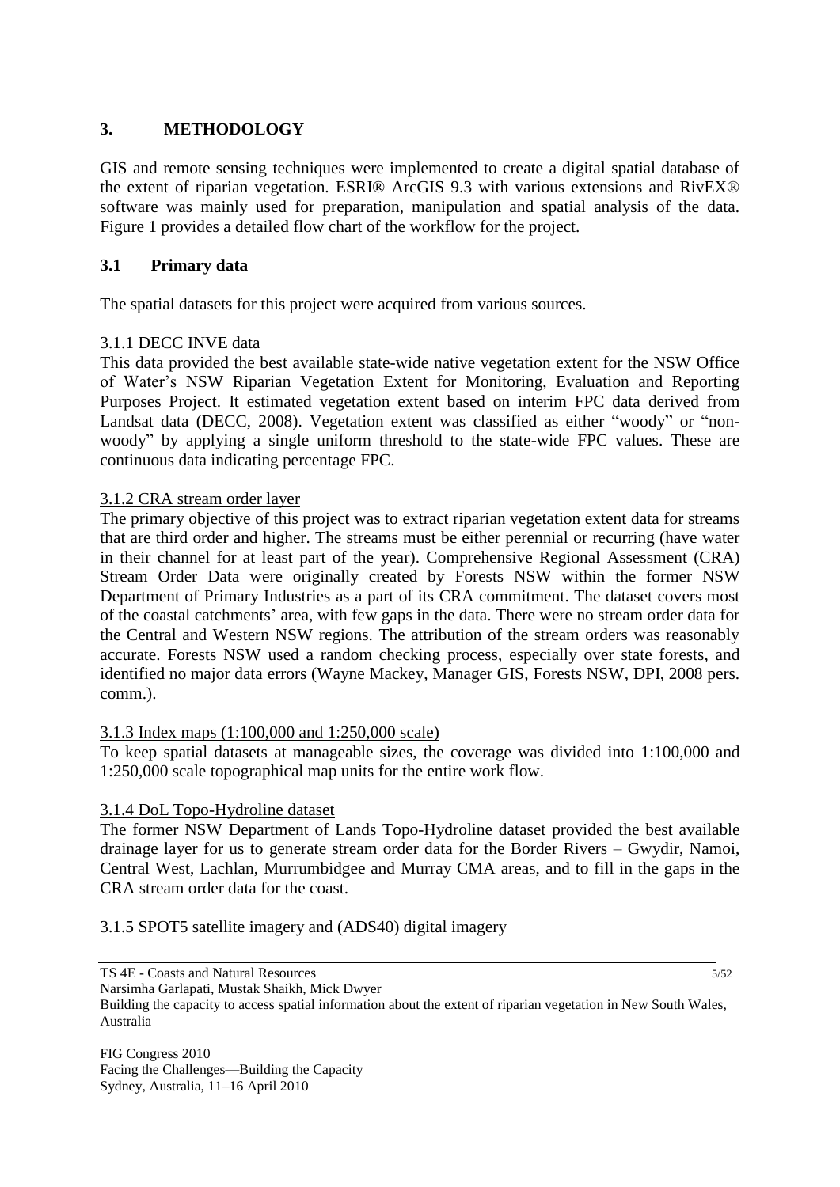## 3. METHODOLOGY

GIS and remote sensing techniques were implemented to create a digital spatial database of the extent of riparian vegetation. ESRI® ArcGIS 9.3 with various extensions and RivEX® software was mainly used for preparation, manipulation and spatial analysis of the data. Figure 1 provides a detailed flow chart of the workflow for the project.

### 3.1 Primary data

The spatial datasets for this project were acquired from various sources.

#### 3.1.1 DECC INVE data

This data provided the best available state-wide native vegetation extent for the NSW Office of Water's NSW Riparian Vegetation Extent for Monitoring, Evaluation and Reporting Purposes Project. It estimated vegetation extent based on interim FPC data derived from Landsat data (DECC, 2008). Vegetation extent was classified as either "woody" or "non-woody" by applying a single uniform threshold to the state-wide FPC values. These are continuous data indicating percentage FPC.

#### 3.1.2 CRA stream order layer

The primary objective of this project was to extract riparian vegetation extent data for streams that are third order and higher. The streams must be either perennial or recurring (have water in their channel for at least part of the year). Comprehensive Regional Assessment (CRA) Stream Order Data were originally created by Forests NSW within the former NSW Department of Primary Industries as a part of its CRA commitment. The dataset covers most of the coastal catchments' area, with few gaps in the data. There were no stream order data for the Central and Western NSW regions. The attribution of the stream orders was reasonably accurate. Forests NSW used a random checking process, especially over state forests, and identified no major data errors (Wayne Mackey, Manager GIS, Forests NSW, DPI, 2008 pers. comm.).

#### 3.1.3 Index maps (1:100,000 and 1:250,000 scale)

To keep spatial datasets at manageable sizes, the coverage was divided into 1:100,000 and 1:250,000 scale topographical map units for the entire work flow.

#### 3.1.4 DoL Topo-Hydroline dataset

The former NSW Department of Lands Topo-Hydroline dataset provided the best available drainage layer for us to generate stream order data for the Border Rivers – Gwydir, Namoi, Central West, Lachlan, Murrumbidgee and Murray CMA areas, and to fill in the gaps in the CRA stream order data for the coast.

#### 3.1.5 SPOT5 satellite imagery and (ADS40) digital imagery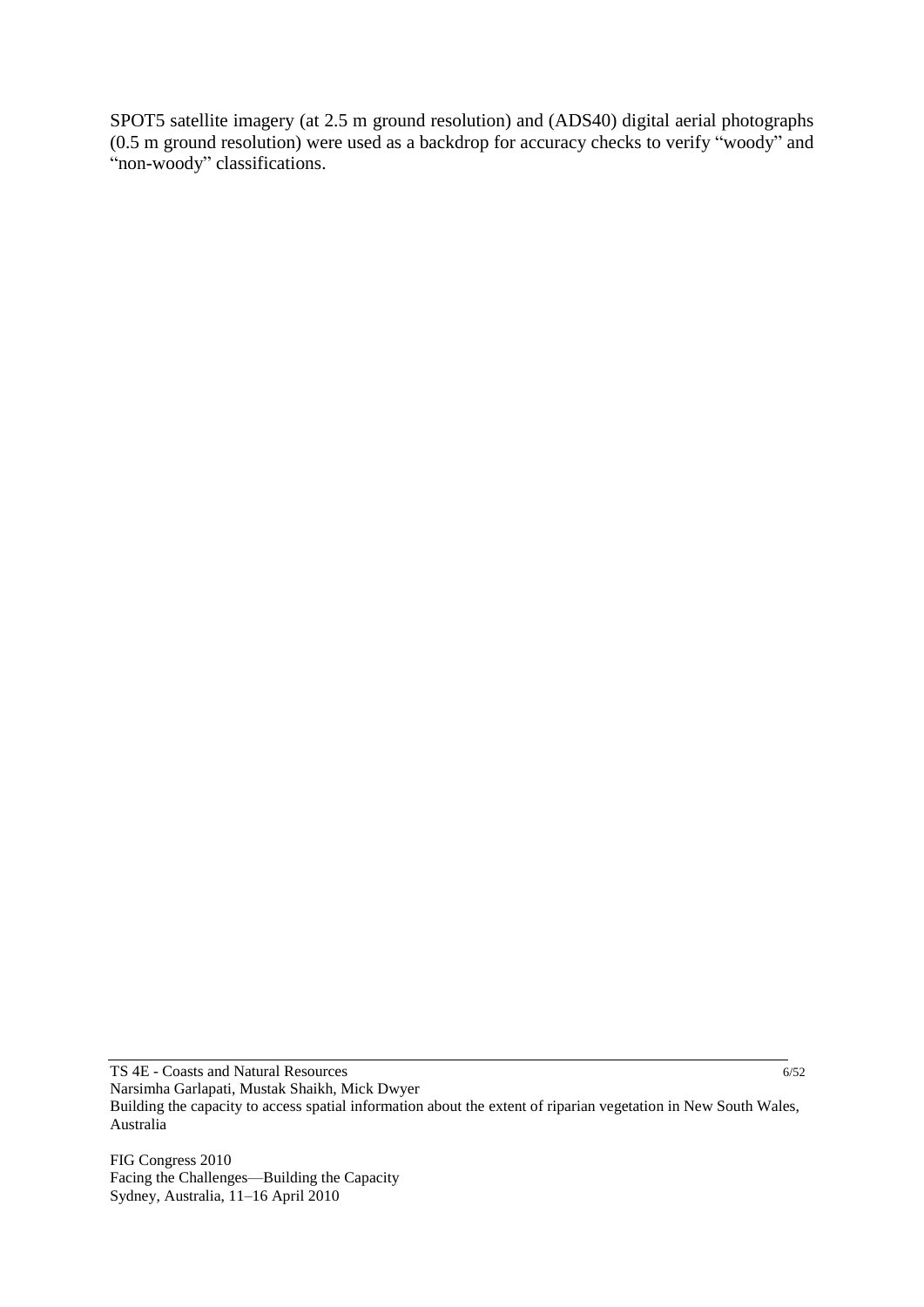SPOT5 satellite imagery (at 2.5 m ground resolution) and (ADS40) digital aerial photographs (0.5 m ground resolution) were used as a backdrop for accuracy checks to verify "woody" and "non-woody" classifications.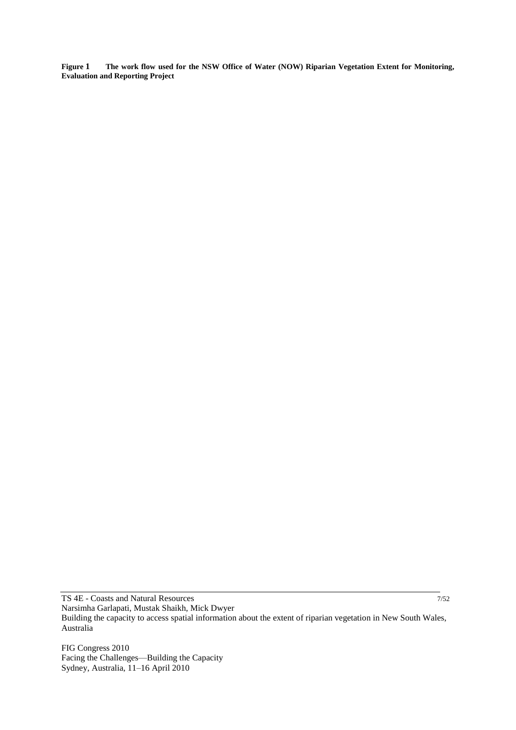**Figure 1 The work flow used for the NSW Office of Water (NOW) Riparian Vegetation Extent for Monitoring, Evaluation and Reporting Project**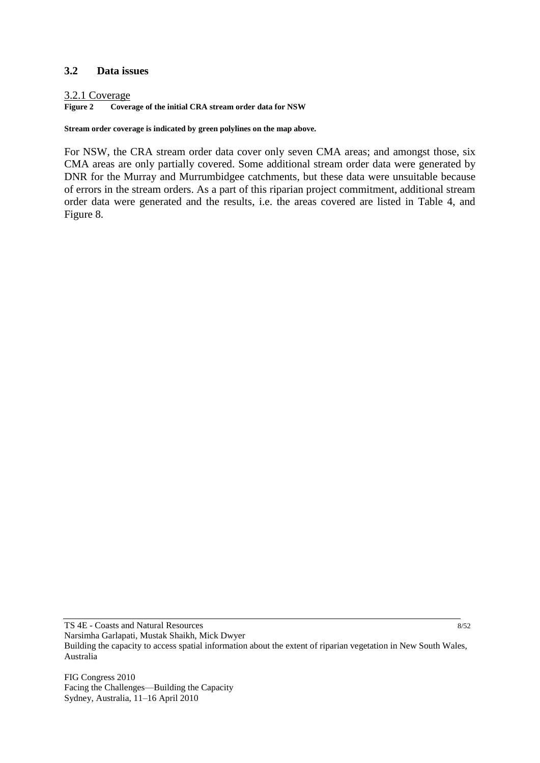## 3.2 Data issues

### 3.2.1 Coverage

**Figure 2 Coverage of the initial CRA stream order data for NSW**

**Stream order coverage is indicated by green polylines on the map above.**

For NSW, the CRA stream order data cover only seven CMA areas; and amongst those, six CMA areas are only partially covered. Some additional stream order data were generated by DNR for the Murray and Murrumbidgee catchments, but these data were unsuitable because of errors in the stream orders. As a part of this riparian project commitment, additional stream order data were generated and the results, i.e. the areas covered are listed in Table 4, and Figure 8.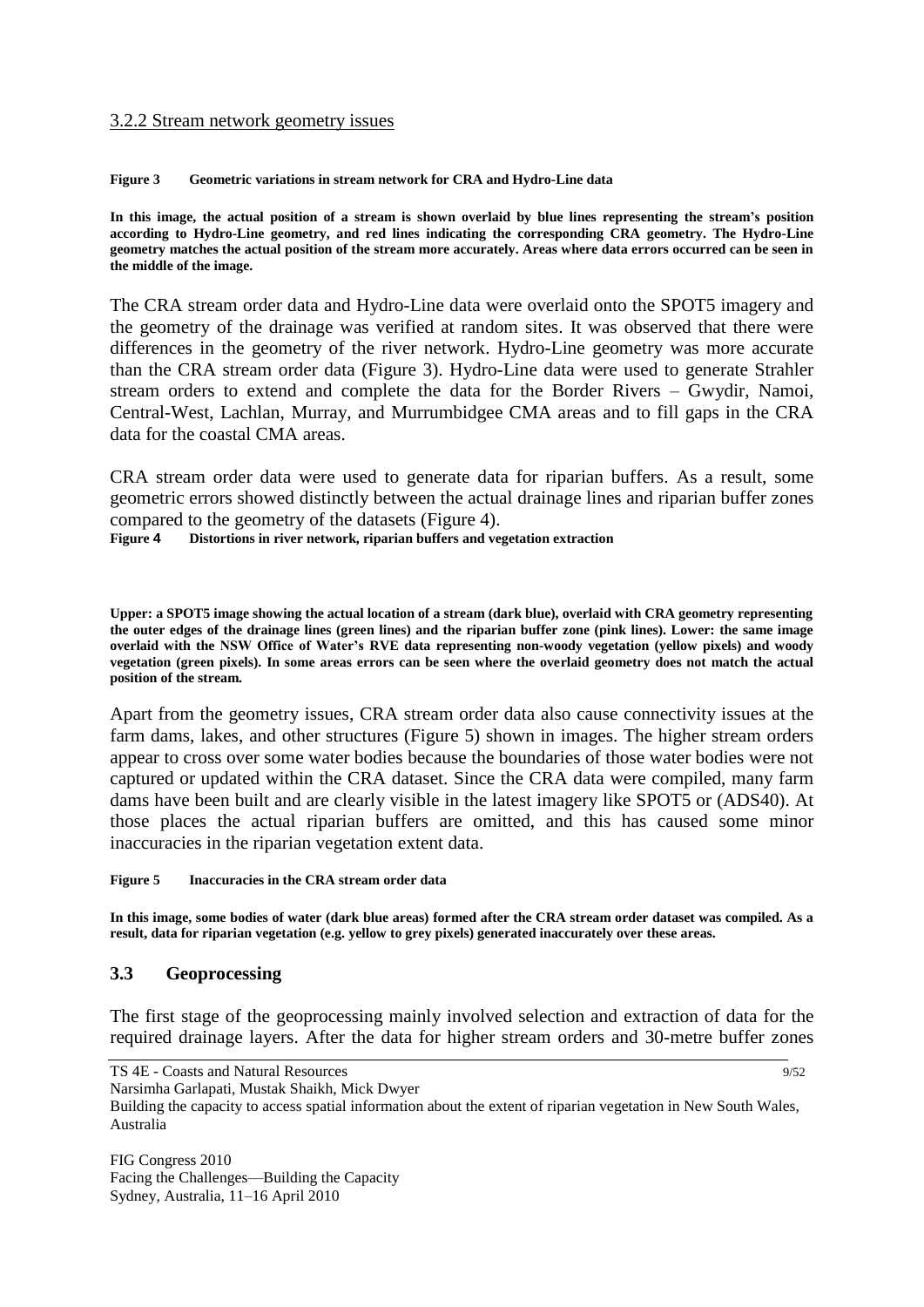### 3.2.2 Stream network geometry issues

**Figure 3 Geometric variations in stream network for CRA and Hydro-Line data**

**In this image, the actual position of a stream is shown overlaid by blue lines representing the stream's position according to Hydro-Line geometry, and red lines indicating the corresponding CRA geometry. The Hydro-Line geometry matches the actual position of the stream more accurately. Areas where data errors occurred can be seen in the middle of the image.**

The CRA stream order data and Hydro-Line data were overlaid onto the SPOT5 imagery and the geometry of the drainage was verified at random sites. It was observed that there were differences in the geometry of the river network. Hydro-Line geometry was more accurate than the CRA stream order data (Figure 3). Hydro-Line data were used to generate Strahler stream orders to extend and complete the data for the Border Rivers – Gwydir, Namoi, Central-West, Lachlan, Murray, and Murrumbidgee CMA areas and to fill gaps in the CRA data for the coastal CMA areas.

CRA stream order data were used to generate data for riparian buffers. As a result, some geometric errors showed distinctly between the actual drainage lines and riparian buffer zones compared to the geometry of the datasets (Figure 4).

**Figure 4 Distortions in river network, riparian buffers and vegetation extraction**

**Upper: a SPOT5 image showing the actual location of a stream (dark blue), overlaid with CRA geometry representing the outer edges of the drainage lines (green lines) and the riparian buffer zone (pink lines). Lower: the same image overlaid with the NSW Office of Water's RVE data representing non-woody vegetation (yellow pixels) and woody vegetation (green pixels). In some areas errors can be seen where the overlaid geometry does not match the actual position of the stream.**

Apart from the geometry issues, CRA stream order data also cause connectivity issues at the farm dams, lakes, and other structures (Figure 5) shown in images. The higher stream orders appear to cross over some water bodies because the boundaries of those water bodies were not captured or updated within the CRA dataset. Since the CRA data were compiled, many farm dams have been built and are clearly visible in the latest imagery like SPOT5 or (ADS40). At those places the actual riparian buffers are omitted, and this has caused some minor inaccuracies in the riparian vegetation extent data.

**Figure 5 Inaccuracies in the CRA stream order data**

**In this image, some bodies of water (dark blue areas) formed after the CRA stream order dataset was compiled. As a result, data for riparian vegetation (e.g. yellow to grey pixels) generated inaccurately over these areas.**

## 3.3 Geoprocessing

The first stage of the geoprocessing mainly involved selection and extraction of data for the required drainage layers. After the data for higher stream orders and 30-metre buffer zones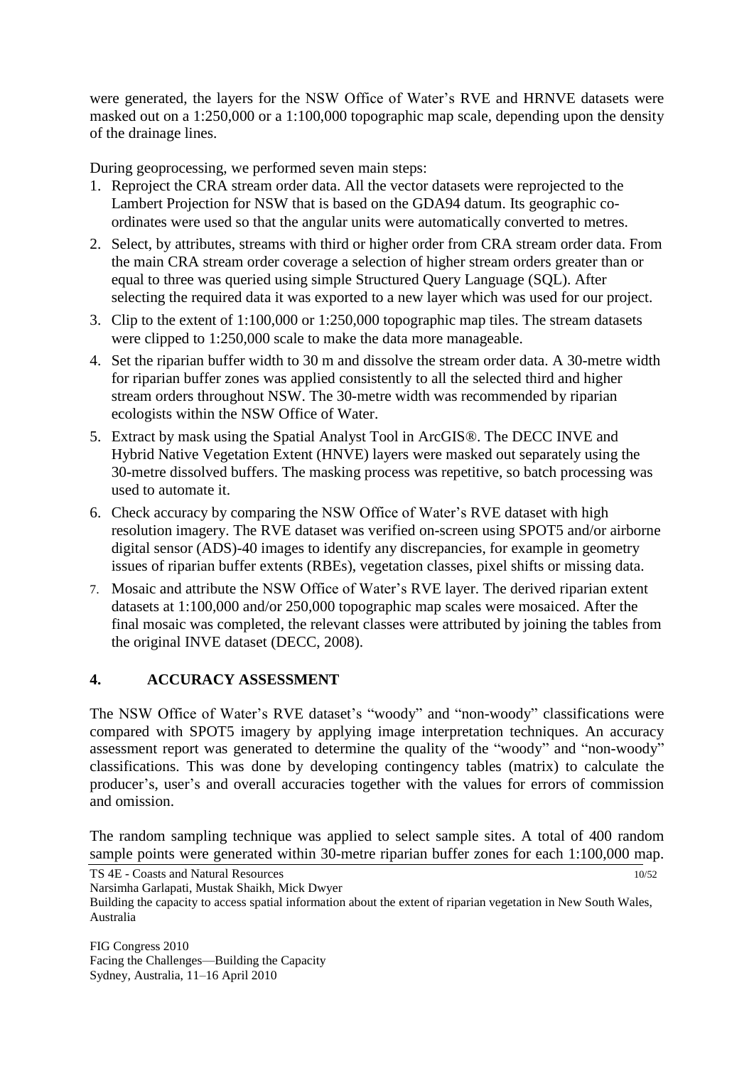were generated, the layers for the NSW Office of Water's RVE and HRNVE datasets were masked out on a 1:250,000 or a 1:100,000 topographic map scale, depending upon the density of the drainage lines.

During geoprocessing, we performed seven main steps:

1. Reproject the CRA stream order data. All the vector datasets were reprojected to the Lambert Projection for NSW that is based on the GDA94 datum. Its geographic co-ordinates were used so that the angular units were automatically converted to metres.
2. Select, by attributes, streams with third or higher order from CRA stream order data. From the main CRA stream order coverage a selection of higher stream orders greater than or equal to three was queried using simple Structured Query Language (SQL). After selecting the required data it was exported to a new layer which was used for our project.
3. Clip to the extent of 1:100,000 or 1:250,000 topographic map tiles. The stream datasets were clipped to 1:250,000 scale to make the data more manageable.
4. Set the riparian buffer width to 30 m and dissolve the stream order data. A 30-metre width for riparian buffer zones was applied consistently to all the selected third and higher stream orders throughout NSW. The 30-metre width was recommended by riparian ecologists within the NSW Office of Water.
5. Extract by mask using the Spatial Analyst Tool in ArcGIS®. The DECC INVE and Hybrid Native Vegetation Extent (HNVE) layers were masked out separately using the 30-metre dissolved buffers. The masking process was repetitive, so batch processing was used to automate it.
6. Check accuracy by comparing the NSW Office of Water's RVE dataset with high resolution imagery. The RVE dataset was verified on-screen using SPOT5 and/or airborne digital sensor (ADS)-40 images to identify any discrepancies, for example in geometry issues of riparian buffer extents (RBEs), vegetation classes, pixel shifts or missing data.
7. Mosaic and attribute the NSW Office of Water's RVE layer. The derived riparian extent datasets at 1:100,000 and/or 250,000 topographic map scales were mosaiced. After the final mosaic was completed, the relevant classes were attributed by joining the tables from the original INVE dataset (DECC, 2008).

## 4. ACCURACY ASSESSMENT

The NSW Office of Water's RVE dataset's "woody" and "non-woody" classifications were compared with SPOT5 imagery by applying image interpretation techniques. An accuracy assessment report was generated to determine the quality of the "woody" and "non-woody" classifications. This was done by developing contingency tables (matrix) to calculate the producer's, user's and overall accuracies together with the values for errors of commission and omission.

The random sampling technique was applied to select sample sites. A total of 400 random sample points were generated within 30-metre riparian buffer zones for each 1:100,000 map.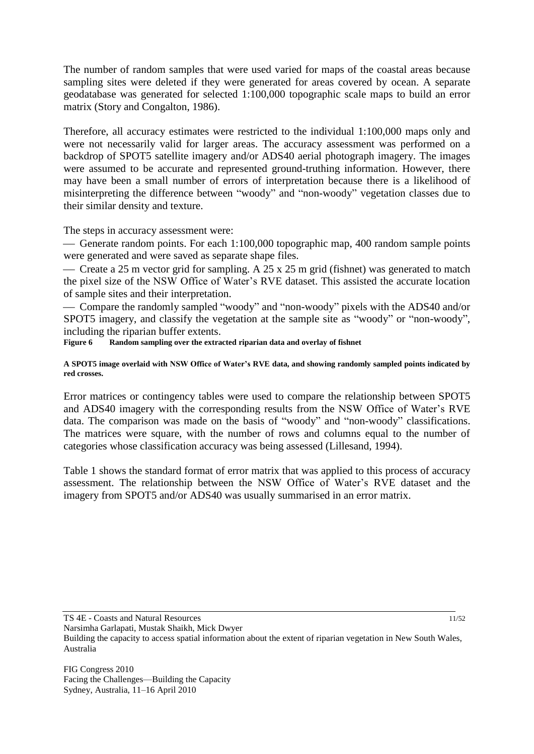The number of random samples that were used varied for maps of the coastal areas because sampling sites were deleted if they were generated for areas covered by ocean. A separate geodatabase was generated for selected 1:100,000 topographic scale maps to build an error matrix (Story and Congalton, 1986).

Therefore, all accuracy estimates were restricted to the individual 1:100,000 maps only and were not necessarily valid for larger areas. The accuracy assessment was performed on a backdrop of SPOT5 satellite imagery and/or ADS40 aerial photograph imagery. The images were assumed to be accurate and represented ground-truthing information. However, there may have been a small number of errors of interpretation because there is a likelihood of misinterpreting the difference between "woody" and "non-woody" vegetation classes due to their similar density and texture.

The steps in accuracy assessment were:

— Generate random points. For each 1:100,000 topographic map, 400 random sample points were generated and were saved as separate shape files.

— Create a 25 m vector grid for sampling. A 25 x 25 m grid (fishnet) was generated to match the pixel size of the NSW Office of Water's RVE dataset. This assisted the accurate location of sample sites and their interpretation.

— Compare the randomly sampled "woody" and "non-woody" pixels with the ADS40 and/or SPOT5 imagery, and classify the vegetation at the sample site as "woody" or "non-woody", including the riparian buffer extents.

**Figure 6 Random sampling over the extracted riparian data and overlay of fishnet**

**A SPOT5 image overlaid with NSW Office of Water's RVE data, and showing randomly sampled points indicated by red crosses.**

Error matrices or contingency tables were used to compare the relationship between SPOT5 and ADS40 imagery with the corresponding results from the NSW Office of Water's RVE data. The comparison was made on the basis of "woody" and "non-woody" classifications. The matrices were square, with the number of rows and columns equal to the number of categories whose classification accuracy was being assessed (Lillesand, 1994).

Table 1 shows the standard format of error matrix that was applied to this process of accuracy assessment. The relationship between the NSW Office of Water's RVE dataset and the imagery from SPOT5 and/or ADS40 was usually summarised in an error matrix.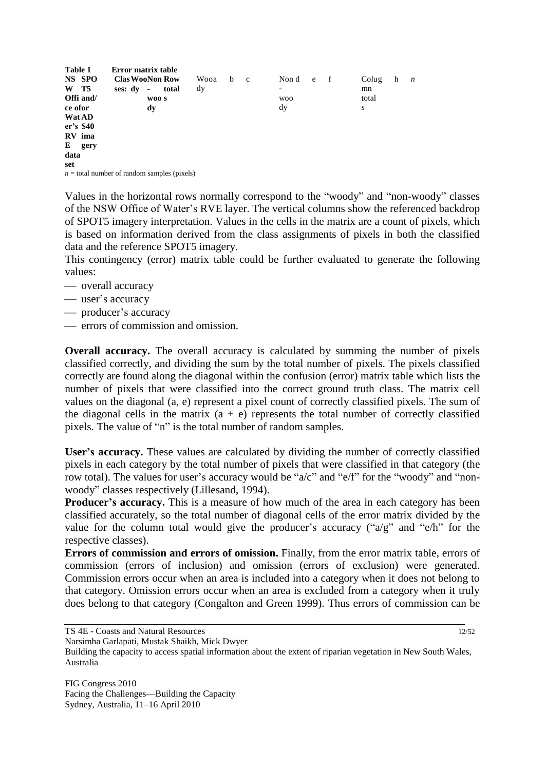**Table 1** Error matrix table

| NSW Office of Water's RVE data set | SPOT5 ADS40 imagery Classes: | Woody | Non-woody | Row total |
|---|---|---|---|---|
| | Woody | a | b | c |
| | Non-woody | d | e | f |
| | Column totals | g | h | $n$ |

$n$ = total number of random samples (pixels)

Values in the horizontal rows normally correspond to the "woody" and "non-woody" classes of the NSW Office of Water's RVE layer. The vertical columns show the referenced backdrop of SPOT5 imagery interpretation. Values in the cells in the matrix are a count of pixels, which is based on information derived from the class assignments of pixels in both the classified data and the reference SPOT5 imagery.

This contingency (error) matrix table could be further evaluated to generate the following values:

- overall accuracy
- user's accuracy
- producer's accuracy
- errors of commission and omission.

**Overall accuracy.** The overall accuracy is calculated by summing the number of pixels classified correctly, and dividing the sum by the total number of pixels. The pixels classified correctly are found along the diagonal within the confusion (error) matrix table which lists the number of pixels that were classified into the correct ground truth class. The matrix cell values on the diagonal (a, e) represent a pixel count of correctly classified pixels. The sum of the diagonal cells in the matrix (a + e) represents the total number of correctly classified pixels. The value of "n" is the total number of random samples.

**User's accuracy.** These values are calculated by dividing the number of correctly classified pixels in each category by the total number of pixels that were classified in that category (the row total). The values for user's accuracy would be "a/c" and "e/f" for the "woody" and "non-woody" classes respectively (Lillesand, 1994).

**Producer's accuracy.** This is a measure of how much of the area in each category has been classified accurately, so the total number of diagonal cells of the error matrix divided by the value for the column total would give the producer's accuracy ("a/g" and "e/h" for the respective classes).

**Errors of commission and errors of omission.** Finally, from the error matrix table, errors of commission (errors of inclusion) and omission (errors of exclusion) were generated. Commission errors occur when an area is included into a category when it does not belong to that category. Omission errors occur when an area is excluded from a category when it truly does belong to that category (Congalton and Green 1999). Thus errors of commission can be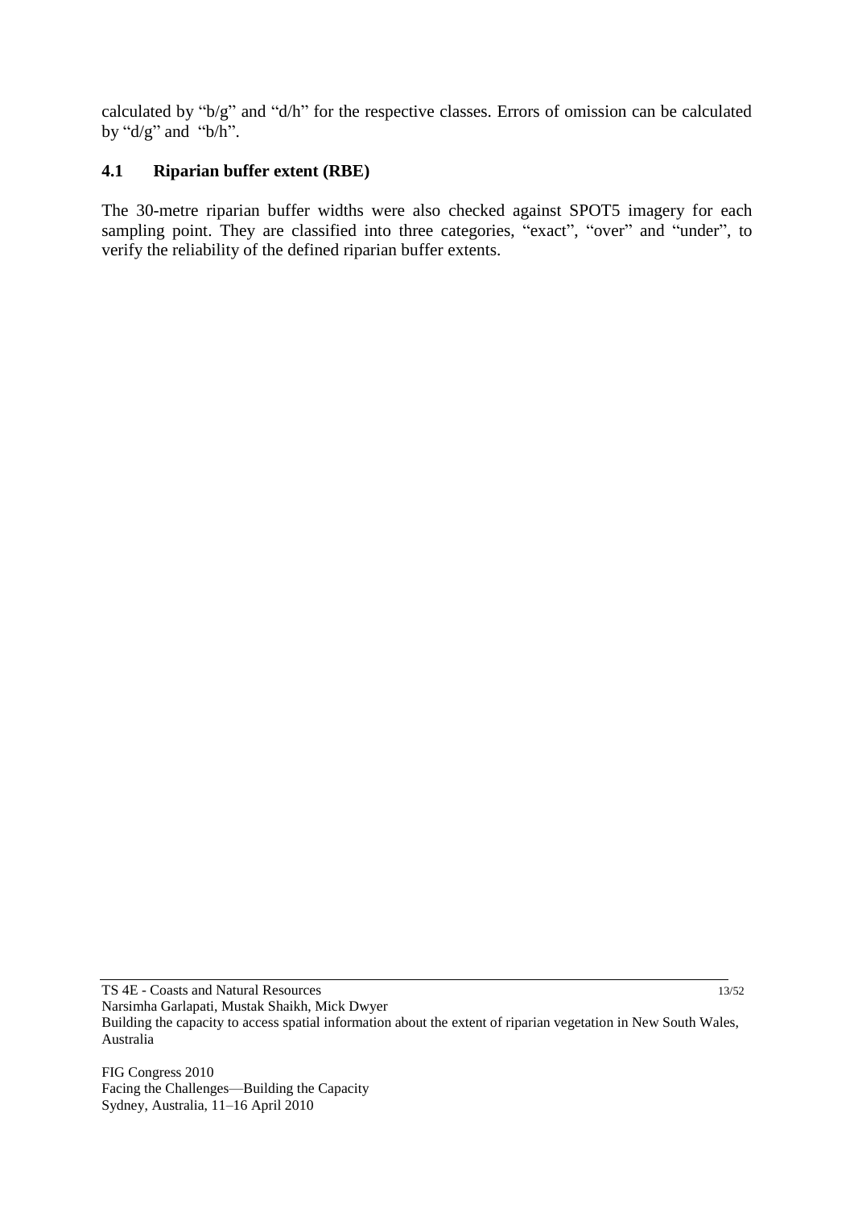calculated by "b/g" and "d/h" for the respective classes. Errors of omission can be calculated by "d/g" and "b/h".

### 4.1 Riparian buffer extent (RBE)

The 30-metre riparian buffer widths were also checked against SPOT5 imagery for each sampling point. They are classified into three categories, "exact", "over" and "under", to verify the reliability of the defined riparian buffer extents.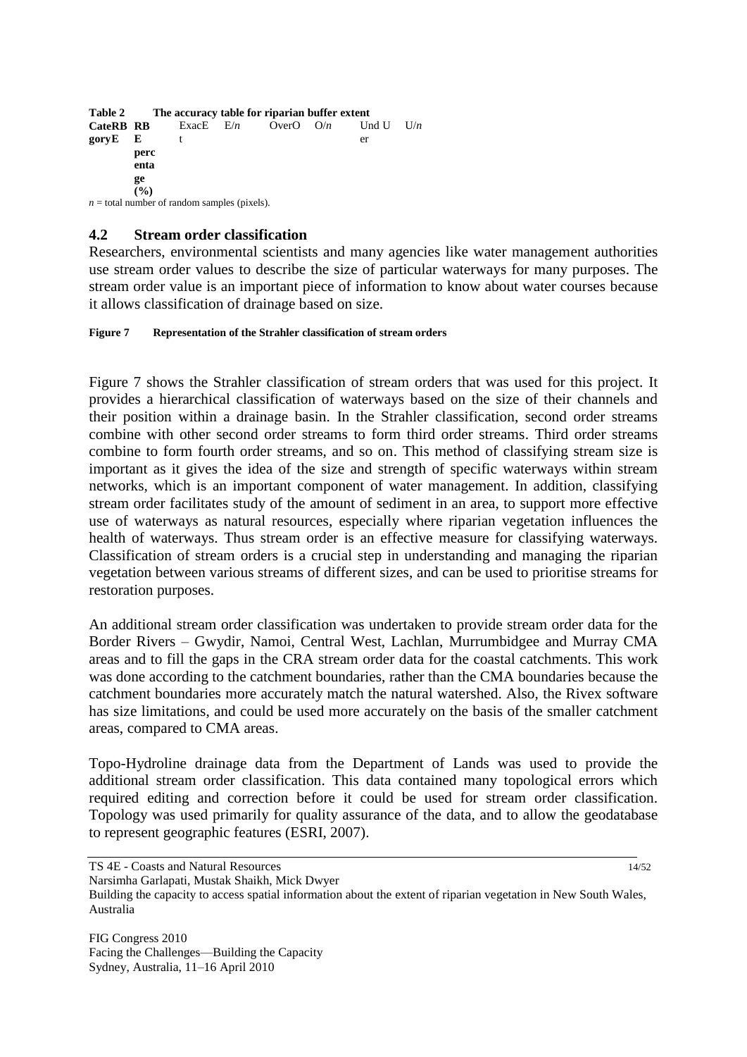**Table 2 The accuracy table for riparian buffer extent**

| CateRB goryE | RB E percentage (%) | ExacE t | E/*n* | OverO | O/*n* | Und U er | U/*n* |
|---|---|---|---|---|---|---|---|

*n* = total number of random samples (pixels).

## 4.2 Stream order classification

Researchers, environmental scientists and many agencies like water management authorities use stream order values to describe the size of particular waterways for many purposes. The stream order value is an important piece of information to know about water courses because it allows classification of drainage based on size.

**Figure 7 Representation of the Strahler classification of stream orders**

Figure 7 shows the Strahler classification of stream orders that was used for this project. It provides a hierarchical classification of waterways based on the size of their channels and their position within a drainage basin. In the Strahler classification, second order streams combine with other second order streams to form third order streams. Third order streams combine to form fourth order streams, and so on. This method of classifying stream size is important as it gives the idea of the size and strength of specific waterways within stream networks, which is an important component of water management. In addition, classifying stream order facilitates study of the amount of sediment in an area, to support more effective use of waterways as natural resources, especially where riparian vegetation influences the health of waterways. Thus stream order is an effective measure for classifying waterways. Classification of stream orders is a crucial step in understanding and managing the riparian vegetation between various streams of different sizes, and can be used to prioritise streams for restoration purposes.

An additional stream order classification was undertaken to provide stream order data for the Border Rivers – Gwydir, Namoi, Central West, Lachlan, Murrumbidgee and Murray CMA areas and to fill the gaps in the CRA stream order data for the coastal catchments. This work was done according to the catchment boundaries, rather than the CMA boundaries because the catchment boundaries more accurately match the natural watershed. Also, the Rivex software has size limitations, and could be used more accurately on the basis of the smaller catchment areas, compared to CMA areas.

Topo-Hydroline drainage data from the Department of Lands was used to provide the additional stream order classification. This data contained many topological errors which required editing and correction before it could be used for stream order classification. Topology was used primarily for quality assurance of the data, and to allow the geodatabase to represent geographic features (ESRI, 2007).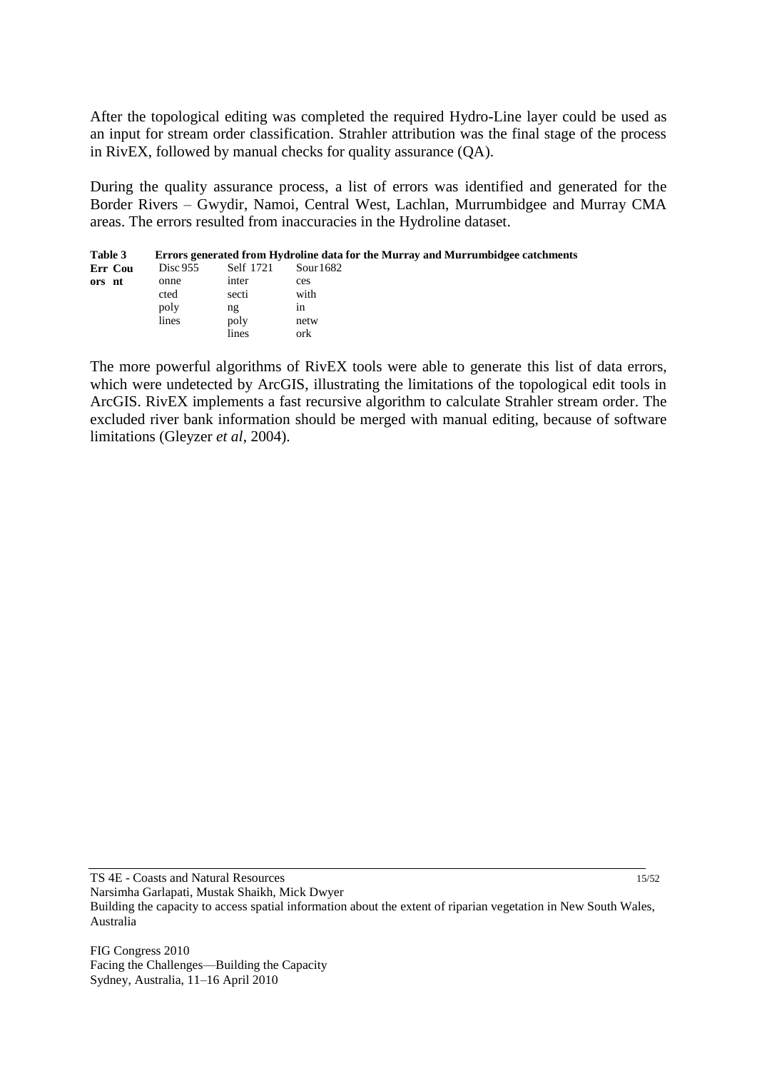After the topological editing was completed the required Hydro-Line layer could be used as an input for stream order classification. Strahler attribution was the final stage of the process in RivEX, followed by manual checks for quality assurance (QA).

During the quality assurance process, a list of errors was identified and generated for the Border Rivers – Gwydir, Namoi, Central West, Lachlan, Murrumbidgee and Murray CMA areas. The errors resulted from inaccuracies in the Hydroline dataset.

**Table 3 Errors generated from Hydroline data for the Murray and Murrumbidgee catchments**

| Errors | Count |
| --- | --- |
| Disconnected polylines | 955 |
| Self intersecting polylines | 1721 |
| Sources within network | 1682 |

The more powerful algorithms of RivEX tools were able to generate this list of data errors, which were undetected by ArcGIS, illustrating the limitations of the topological edit tools in ArcGIS. RivEX implements a fast recursive algorithm to calculate Strahler stream order. The excluded river bank information should be merged with manual editing, because of software limitations (Gleyzer *et al*, 2004).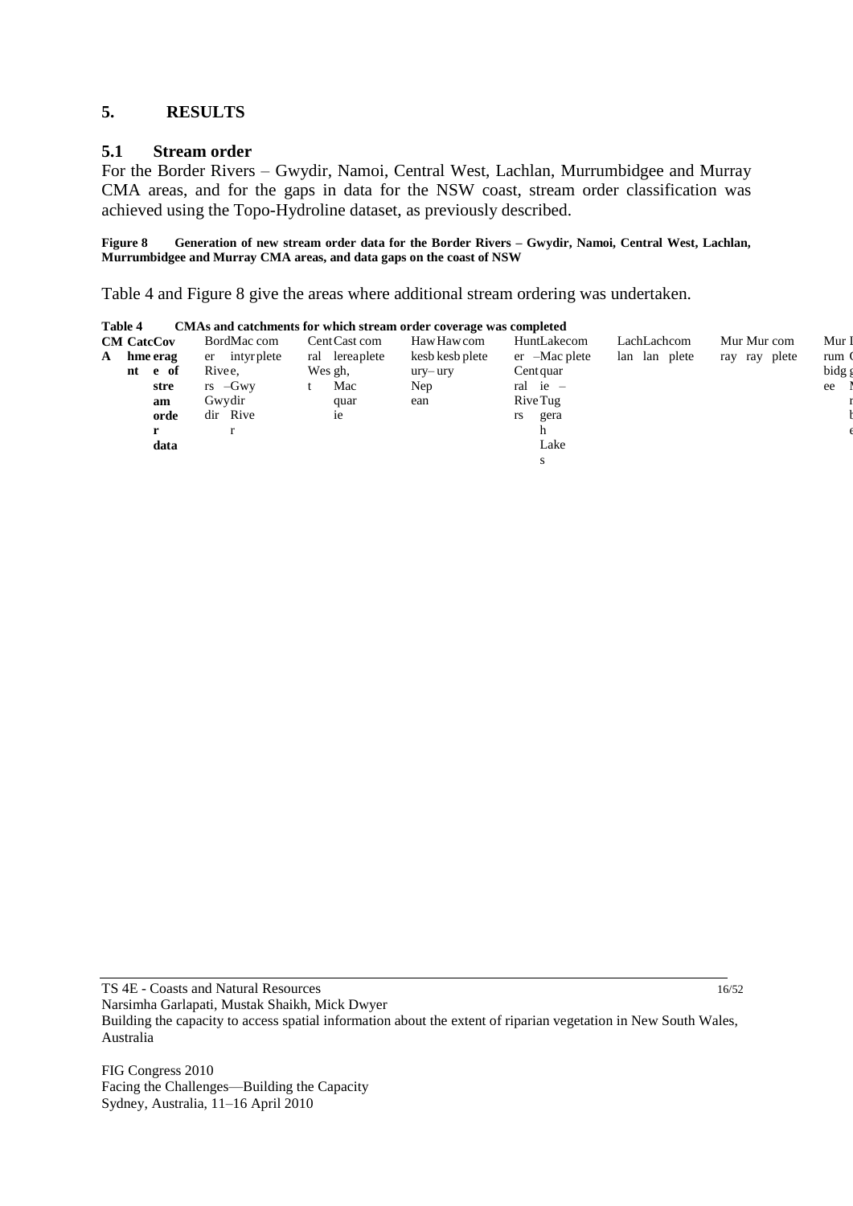# 5. RESULTS

## 5.1 Stream order

For the Border Rivers – Gwydir, Namoi, Central West, Lachlan, Murrumbidgee and Murray CMA areas, and for the gaps in data for the NSW coast, stream order classification was achieved using the Topo-Hydroline dataset, as previously described.

**Figure 8 Generation of new stream order data for the Border Rivers – Gwydir, Namoi, Central West, Lachlan, Murrumbidgee and Murray CMA areas, and data gaps on the coast of NSW**

Table 4 and Figure 8 give the areas where additional stream ordering was undertaken.

**Table 4 CMAs and catchments for which stream order coverage was completed**

| CMA | Catchment | Coverage of stream order data |
|---|---|---|
| Border Rivers – Gwydir | Macintyre, Gwydir River | complete |
| Central West | Castlereagh, Macquarie | complete |
| Hawkesbury–Nepean | Hawkesbury | complete |
| Hunter – Central Rivers | Lake Macquarie – Tuggerah Lakes | complete |
| Lachlan | Lachlan | complete |
| Murray | Murray | complete |
| Murrumbidgee | | |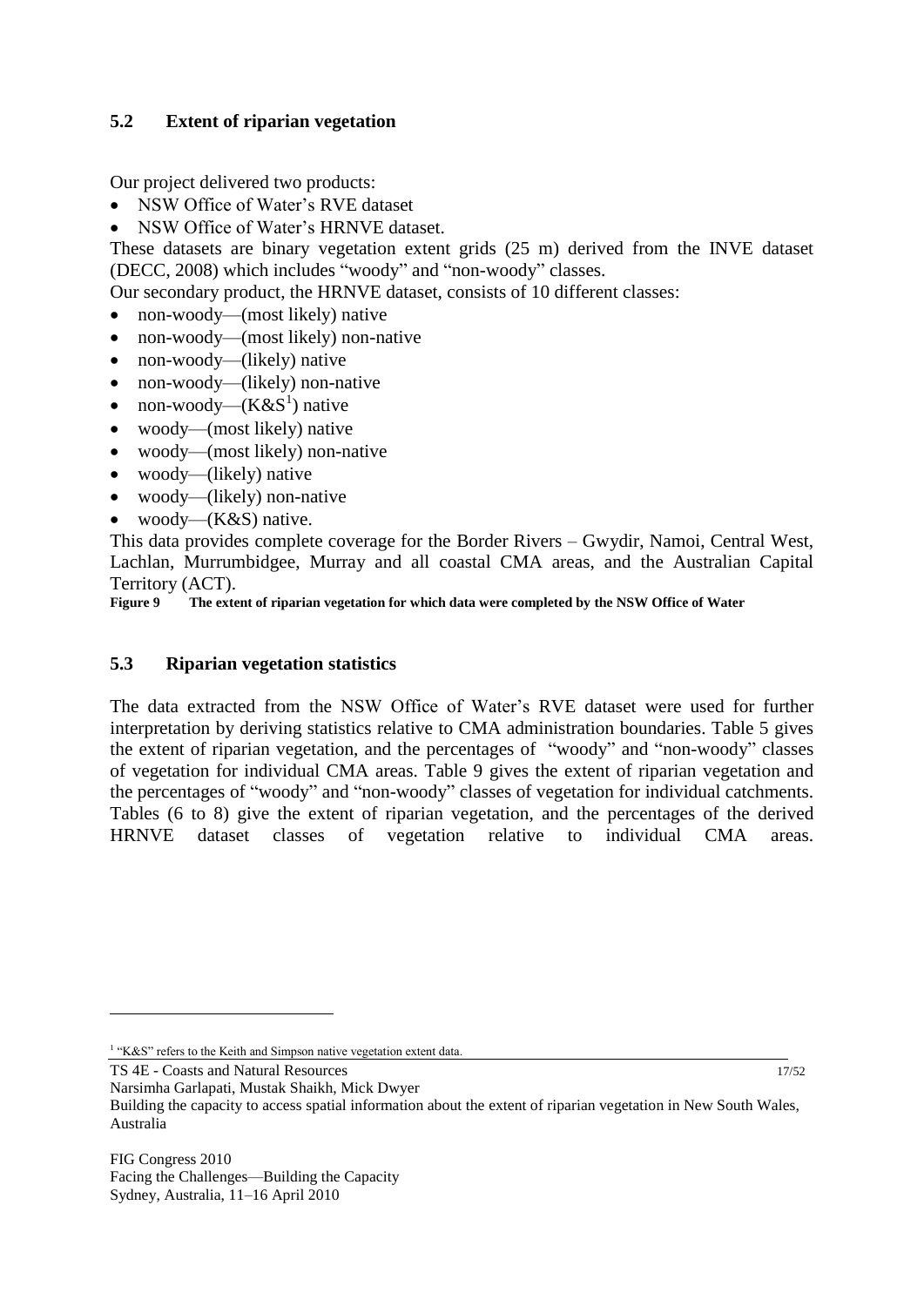## 5.2 Extent of riparian vegetation

Our project delivered two products:

- NSW Office of Water's RVE dataset
- NSW Office of Water's HRNVE dataset.

These datasets are binary vegetation extent grids (25 m) derived from the INVE dataset (DECC, 2008) which includes "woody" and "non-woody" classes.

Our secondary product, the HRNVE dataset, consists of 10 different classes:

- non-woody—(most likely) native
- non-woody—(most likely) non-native
- non-woody—(likely) native
- non-woody—(likely) non-native
- non-woody—(K&S[1]) native
- woody—(most likely) native
- woody—(most likely) non-native
- woody—(likely) native
- woody—(likely) non-native
- woody—(K&S) native.

This data provides complete coverage for the Border Rivers – Gwydir, Namoi, Central West, Lachlan, Murrumbidgee, Murray and all coastal CMA areas, and the Australian Capital Territory (ACT).

**Figure 9 The extent of riparian vegetation for which data were completed by the NSW Office of Water**

## 5.3 Riparian vegetation statistics

The data extracted from the NSW Office of Water's RVE dataset were used for further interpretation by deriving statistics relative to CMA administration boundaries. Table 5 gives the extent of riparian vegetation, and the percentages of "woody" and "non-woody" classes of vegetation for individual CMA areas. Table 9 gives the extent of riparian vegetation and the percentages of "woody" and "non-woody" classes of vegetation for individual catchments. Tables (6 to 8) give the extent of riparian vegetation, and the percentages of the derived HRNVE dataset classes of vegetation relative to individual CMA areas.

[1] "K&S" refers to the Keith and Simpson native vegetation extent data.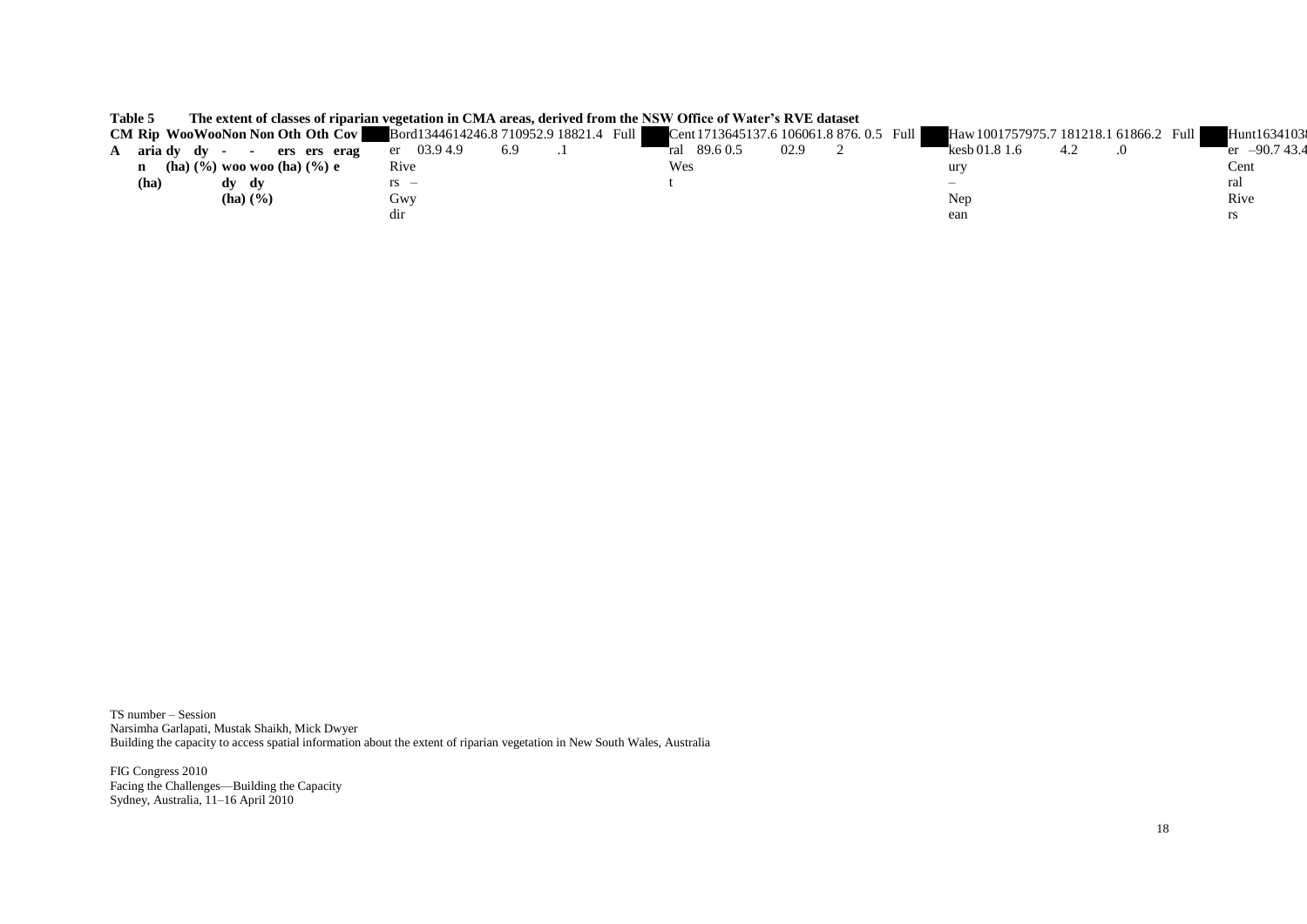**Table 5 The extent of classes of riparian vegetation in CMA areas, derived from the NSW Office of Water's RVE dataset**

| CMA | Riparian (ha) | Woody (ha) | Woody (%) | Non-woody (ha) | Non-woody (%) | Others (ha) | Others (%) | Coverage |
|---|---|---|---|---|---|---|---|---|
| Border Rivers – Gwydir | 134403.9 | 61424.9 | 46.8 | 71096.9 | 52.9 | 1882.1 | 1.4 | Full |
| Central West | 171389.6 | 64510.5 | 37.6 | 106002.9 | 61.8 | 876.2 | 0.5 | Full |
| Hawkesbury – Nepean | 100101.8 | 75791.6 | 75.7 | 18124.2 | 18.1 | 6186.0 | 6.2 | Full |
| Hunter – Central Rivers | 163490.7 | 103843.4 | | | | | | |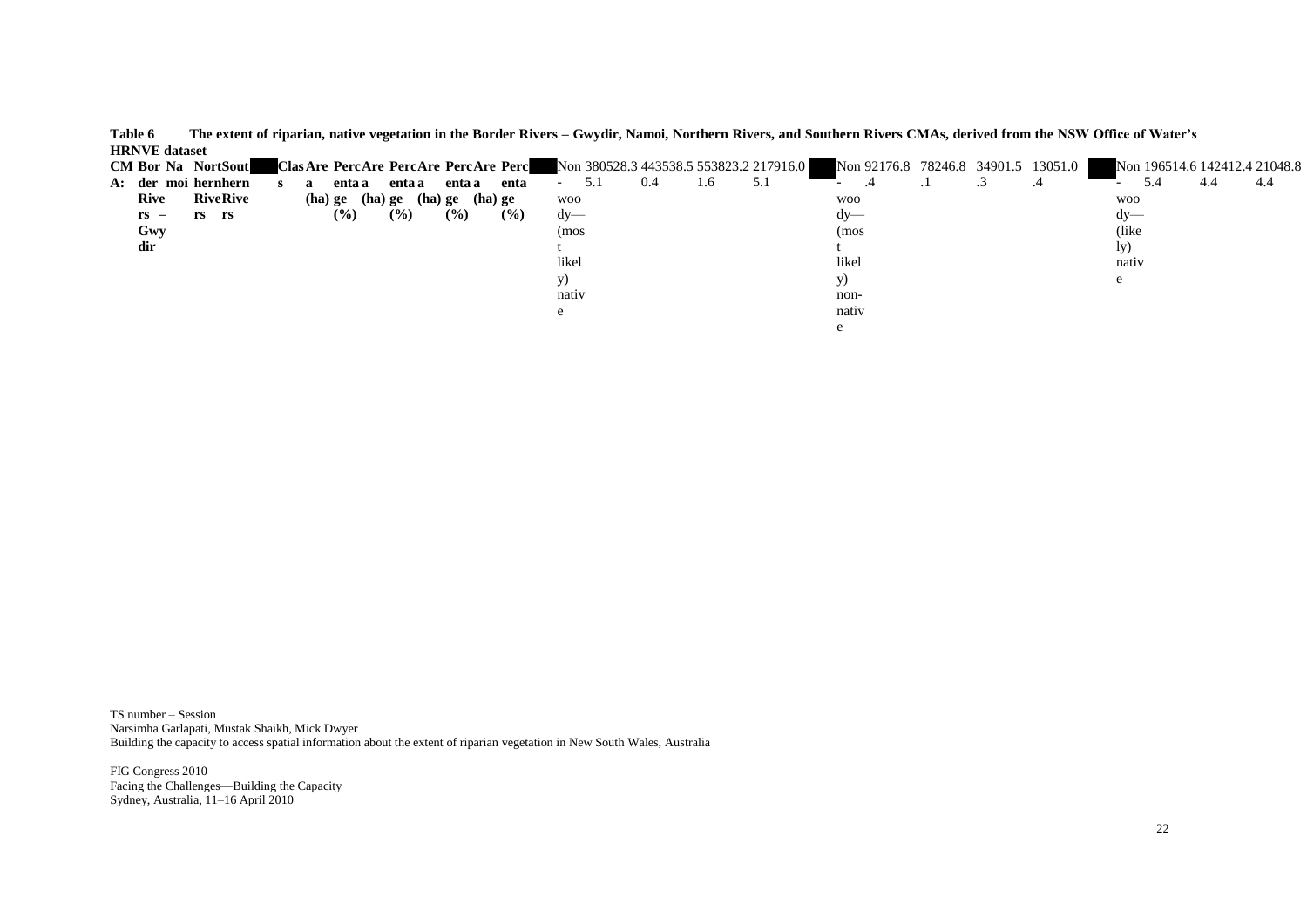**Table 6 The extent of riparian, native vegetation in the Border Rivers – Gwydir, Namoi, Northern Rivers, and Southern Rivers CMAs, derived from the NSW Office of Water's HRNVE dataset**

| CMA: | Border Rivers – Gwydir | | Namoi | | Northern Rivers | | Southern Rivers | |
|---|---|---|---|---|---|---|---|---|
| Class | Area (ha) | Percentage (%) | Area (ha) | Percentage (%) | Area (ha) | Percentage (%) | Area (ha) | Percentage (%) |
| Non-woody—(most likely) native | 380528.3 | 5.1 | 443538.5 | 0.4 | 553823.2 | 1.6 | 217916.0 | 5.1 |
| Non-woody—(most likely) non-native | 92176.8 | .4 | 78246.8 | .1 | 34901.5 | .3 | 13051.0 | .4 |
| Non-woody—(likely) native | 196514.6 | 5.4 | 142412.4 | 4.4 | 21048.8 | 4.4 | | |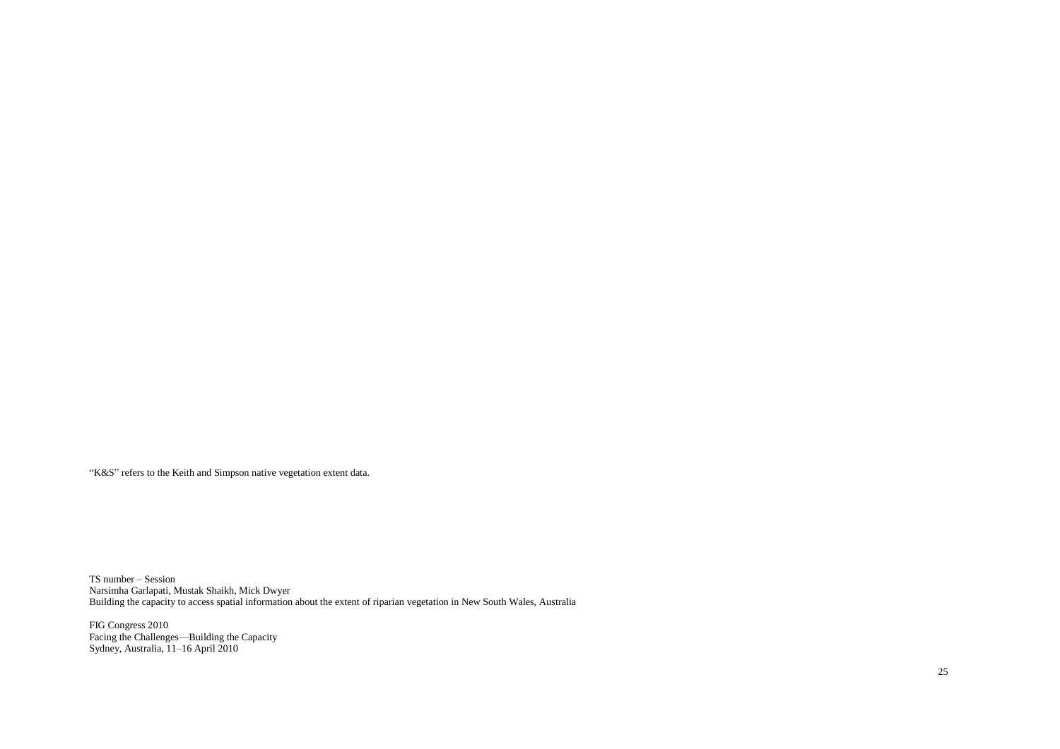"K&S" refers to the Keith and Simpson native vegetation extent data.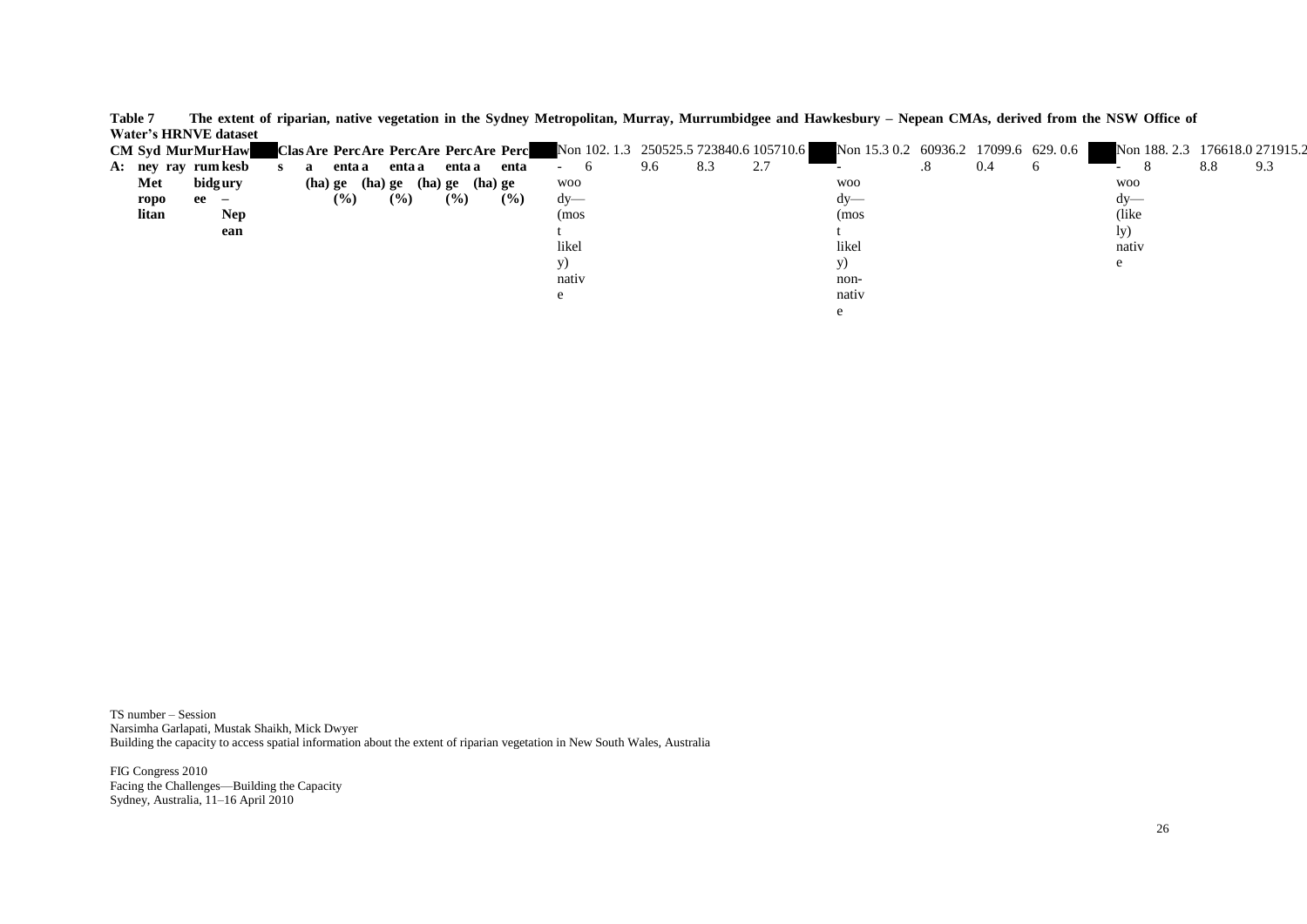**Table 7 The extent of riparian, native vegetation in the Sydney Metropolitan, Murray, Murrumbidgee and Hawkesbury – Nepean CMAs, derived from the NSW Office of Water's HRNVE dataset**

| CMA: | Sydney Metropolitan | | Murray | | Murrumbidgee | | Hawkesbury – Nepean | |
|---|---|---|---|---|---|---|---|---|
| Class | Area (ha) | Percentage (%) | Area (ha) | Percentage (%) | Area (ha) | Percentage (%) | Area (ha) | Percentage (%) |
| Non-woody—(most likely) native | 102.6 | 1.3 | 250525.5 | 9.6 | 723840.6 | 8.3 | 105710.6 | 2.7 |
| Non-woody—(most likely) non-native | 15.3 | 0.2 | 60936.2 | .8 | 17099.6 | 0.4 | 629.6 | 0.6 |
| Non-woody—(likely) native | 188.8 | 2.3 | 176618.0 | 8.8 | 271915.2 | 9.3 | | |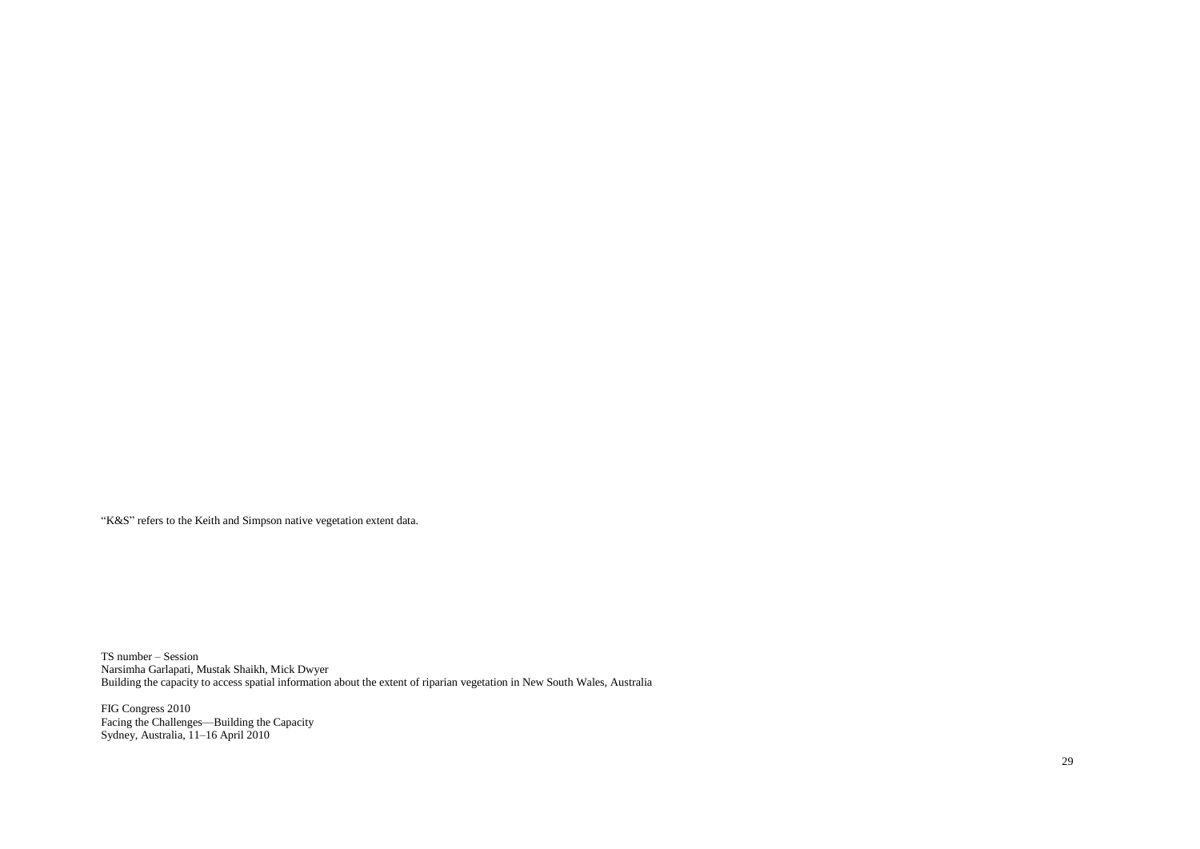"K&S" refers to the Keith and Simpson native vegetation extent data.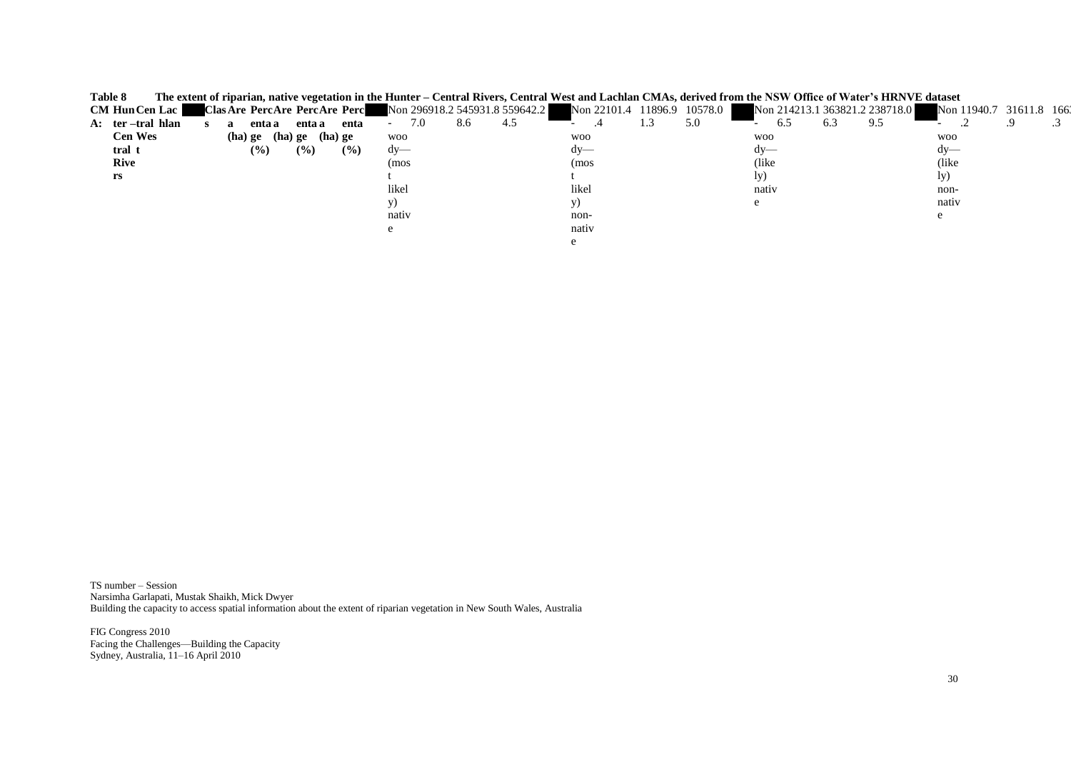**Table 8 The extent of riparian, native vegetation in the Hunter – Central Rivers, Central West and Lachlan CMAs, derived from the NSW Office of Water's HRNVE dataset**

| CMA: | Hunter–Central Rivers | | Central West | | Lachlan | |
|---|---|---|---|---|---|---|
| Class | Area (ha) | Percentage (%) | Area (ha) | Percentage (%) | Area (ha) | Percentage (%) |
| Non-woody—(most likely) native | 296918.2 | 7.0 | 545931.8 | 8.6 | 559642.2 | 4.5 |
| Non-woody—(most likely) non-native | 22101.4 | .4 | 11896.9 | 1.3 | 10578.0 | 5.0 |
| Non-woody—(likely) native | 214213.1 | 6.5 | 363821.2 | 6.3 | 238718.0 | 9.5 |
| Non-woody—(likely) non-native | 11940.7 | .2 | 31611.8 | .9 | 166 | .3 |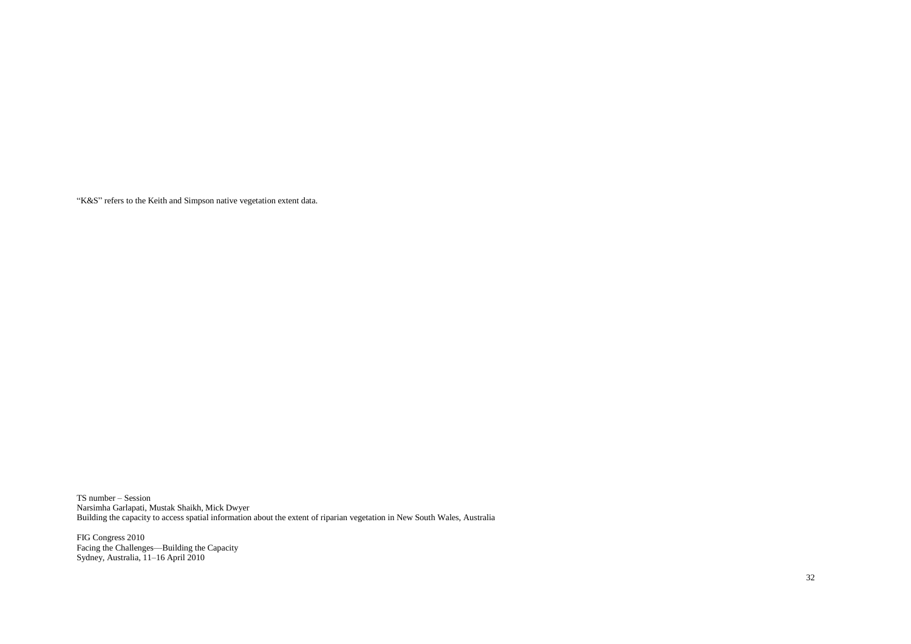“K&S” refers to the Keith and Simpson native vegetation extent data.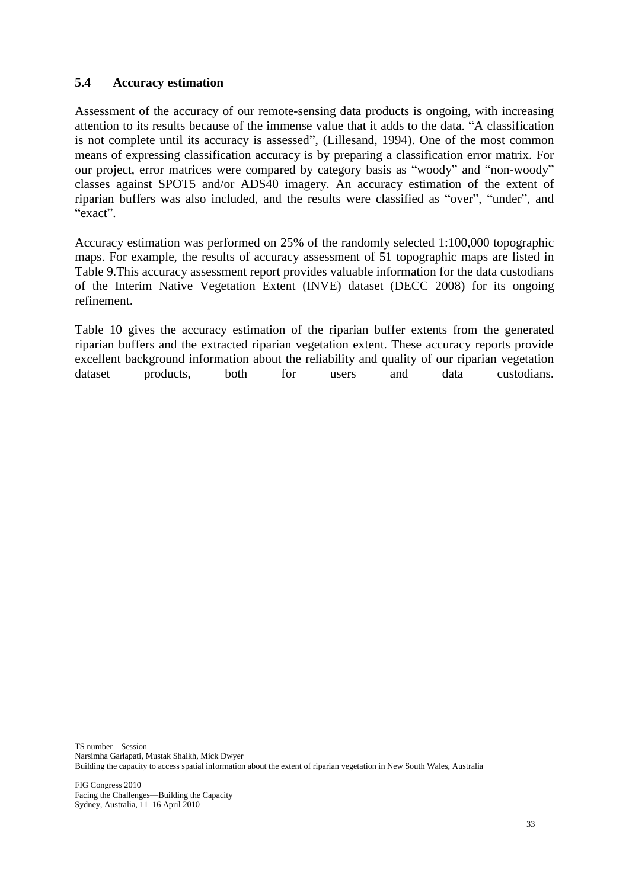### 5.4 Accuracy estimation

Assessment of the accuracy of our remote-sensing data products is ongoing, with increasing attention to its results because of the immense value that it adds to the data. "A classification is not complete until its accuracy is assessed", (Lillesand, 1994). One of the most common means of expressing classification accuracy is by preparing a classification error matrix. For our project, error matrices were compared by category basis as "woody" and "non-woody" classes against SPOT5 and/or ADS40 imagery. An accuracy estimation of the extent of riparian buffers was also included, and the results were classified as "over", "under", and "exact".

Accuracy estimation was performed on 25% of the randomly selected 1:100,000 topographic maps. For example, the results of accuracy assessment of 51 topographic maps are listed in Table 9.This accuracy assessment report provides valuable information for the data custodians of the Interim Native Vegetation Extent (INVE) dataset (DECC 2008) for its ongoing refinement.

Table 10 gives the accuracy estimation of the riparian buffer extents from the generated riparian buffers and the extracted riparian vegetation extent. These accuracy reports provide excellent background information about the reliability and quality of our riparian vegetation dataset products, both for users and data custodians.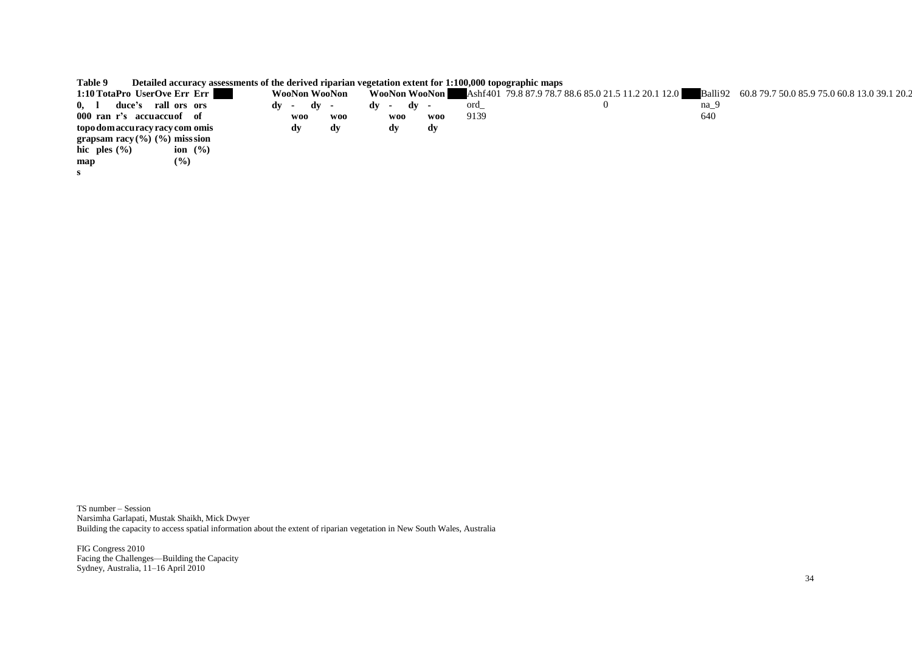**Table 9 Detailed accuracy assessments of the derived riparian vegetation extent for 1:100,000 topographic maps**

| 1:100,000 topographic maps | Total random samples | Producer's accuracy (%) | | User's accuracy (%) | | Overall accuracy (%) | Errors of commission (%) | | Errors of omission (%) | |
|---|---|---|---|---|---|---|---|---|---|---|
| | | Woody | Non-woody | Woody | Non-woody | | Woody | Non-woody | Woody | Non-woody |
| Ashford_9139 | 401 | 79.8 | 87.9 | 78.7 | 88.6 | 85.0 | 21.5 | 11.2 | 20.1 | 12.0 |
| Ballina_9640 | 92 | 60.8 | 79.7 | 50.0 | 85.9 | 75.0 | 60.8 | 13.0 | 39.1 | 20.2 |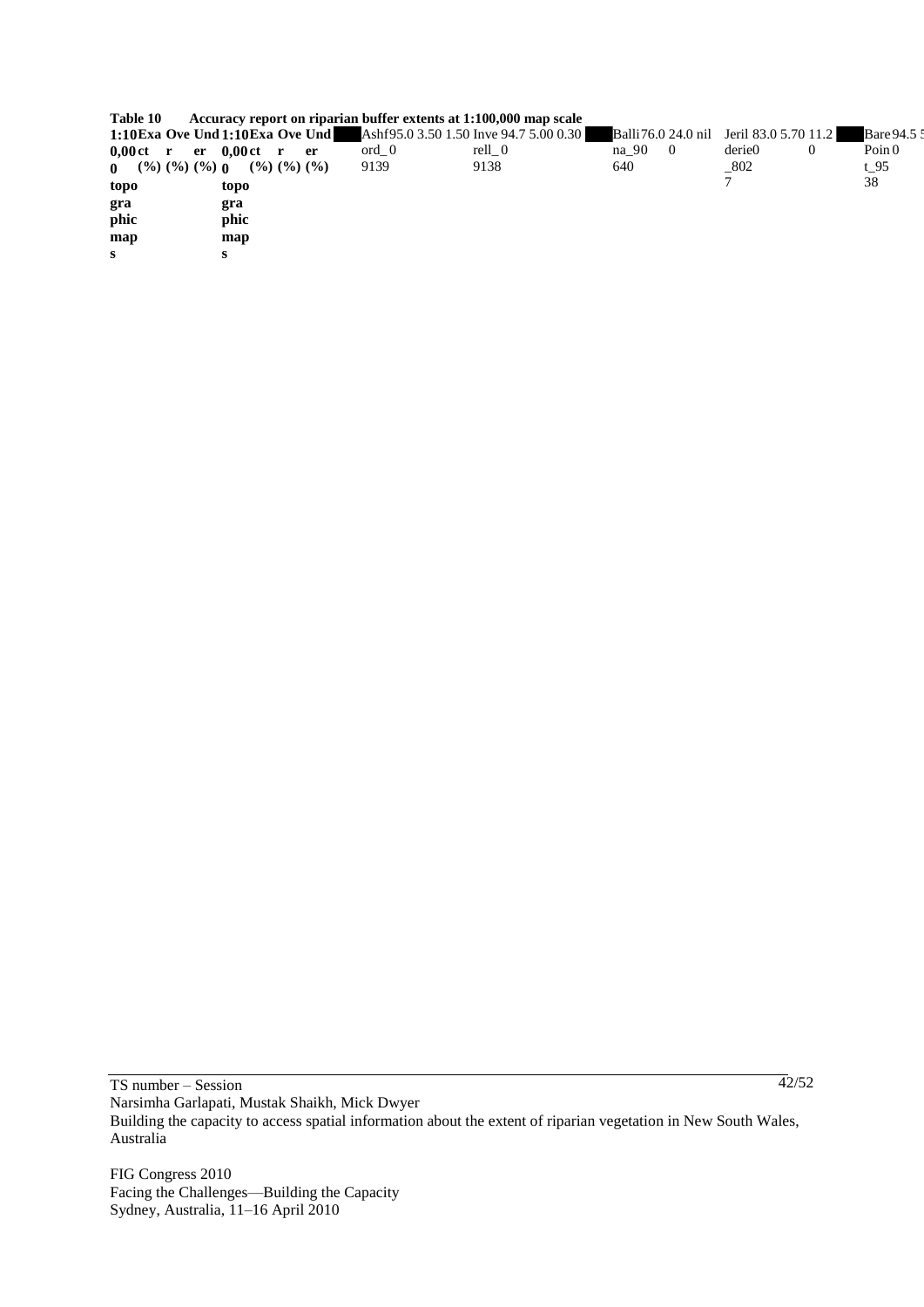**Table 10 Accuracy report on riparian buffer extents at 1:100,000 map scale**

| 1:100,000 topographic maps | Exact (%) | Over (%) | Under (%) | 1:100,000 topographic maps | Exact (%) | Over (%) | Under (%) |
|---|---|---|---|---|---|---|---|
| Ashford_9139 | 95.00 | 3.50 | 1.50 | Inverell_9138 | 94.70 | 5.00 | 0.30 |
| Ballina_9640 | 76.00 | 24.00 | nil | Jerilderie_8027 | 83.00 | 5.70 | 11.20 |
| BarePoint_9538 | 94.50 | 5 | | | | | |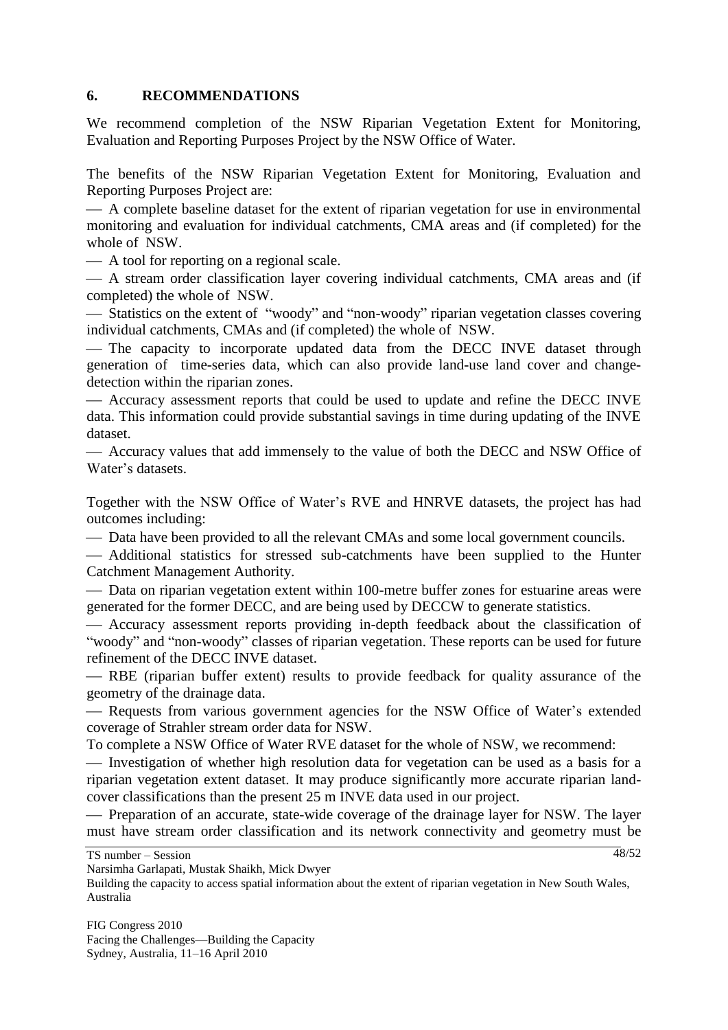## 6. RECOMMENDATIONS

We recommend completion of the NSW Riparian Vegetation Extent for Monitoring, Evaluation and Reporting Purposes Project by the NSW Office of Water.

The benefits of the NSW Riparian Vegetation Extent for Monitoring, Evaluation and Reporting Purposes Project are:

- A complete baseline dataset for the extent of riparian vegetation for use in environmental monitoring and evaluation for individual catchments, CMA areas and (if completed) for the whole of NSW.
- A tool for reporting on a regional scale.
- A stream order classification layer covering individual catchments, CMA areas and (if completed) the whole of NSW.
- Statistics on the extent of "woody" and "non-woody" riparian vegetation classes covering individual catchments, CMAs and (if completed) the whole of NSW.
- The capacity to incorporate updated data from the DECC INVE dataset through generation of time-series data, which can also provide land-use land cover and change-detection within the riparian zones.
- Accuracy assessment reports that could be used to update and refine the DECC INVE data. This information could provide substantial savings in time during updating of the INVE dataset.
- Accuracy values that add immensely to the value of both the DECC and NSW Office of Water's datasets.

Together with the NSW Office of Water's RVE and HNRVE datasets, the project has had outcomes including:

- Data have been provided to all the relevant CMAs and some local government councils.
- Additional statistics for stressed sub-catchments have been supplied to the Hunter Catchment Management Authority.
- Data on riparian vegetation extent within 100-metre buffer zones for estuarine areas were generated for the former DECC, and are being used by DECCW to generate statistics.
- Accuracy assessment reports providing in-depth feedback about the classification of "woody" and "non-woody" classes of riparian vegetation. These reports can be used for future refinement of the DECC INVE dataset.
- RBE (riparian buffer extent) results to provide feedback for quality assurance of the geometry of the drainage data.
- Requests from various government agencies for the NSW Office of Water's extended coverage of Strahler stream order data for NSW.

To complete a NSW Office of Water RVE dataset for the whole of NSW, we recommend:

- Investigation of whether high resolution data for vegetation can be used as a basis for a riparian vegetation extent dataset. It may produce significantly more accurate riparian land-cover classifications than the present 25 m INVE data used in our project.
- Preparation of an accurate, state-wide coverage of the drainage layer for NSW. The layer must have stream order classification and its network connectivity and geometry must be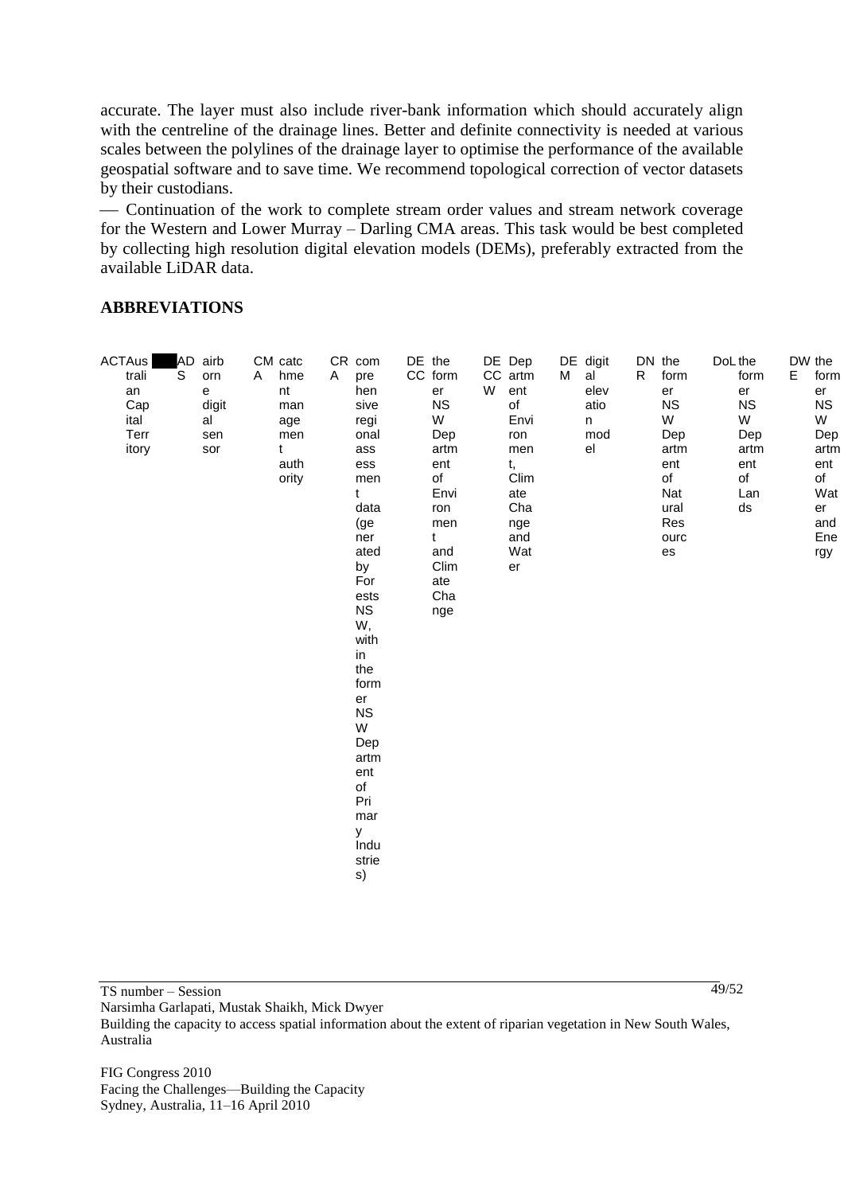accurate. The layer must also include river-bank information which should accurately align with the centreline of the drainage lines. Better and definite connectivity is needed at various scales between the polylines of the drainage layer to optimise the performance of the available geospatial software and to save time. We recommend topological correction of vector datasets by their custodians.

— Continuation of the work to complete stream order values and stream network coverage for the Western and Lower Murray – Darling CMA areas. This task would be best completed by collecting high resolution digital elevation models (DEMs), preferably extracted from the available LiDAR data.

## ABBREVIATIONS

| Abbreviation | Meaning |
|---|---|
| ACT | Australian Capital Territory |
| ADS | airborne digital sensor |
| CMA | catchment management authority |
| CRA | comprehensive regional assessment data (generated by Forests NSW, within the former NSW Department of Primary Industries) |
| DECC | the former NSW Department of Environment and Climate Change |
| DECCW | Department of Environment, Climate Change and Water |
| DEM | digital elevation model |
| DNR | the former NSW Department of Natural Resources |
| DoL | the former NSW Department of Lands |
| DWE | the former NSW Department of Water and Energy |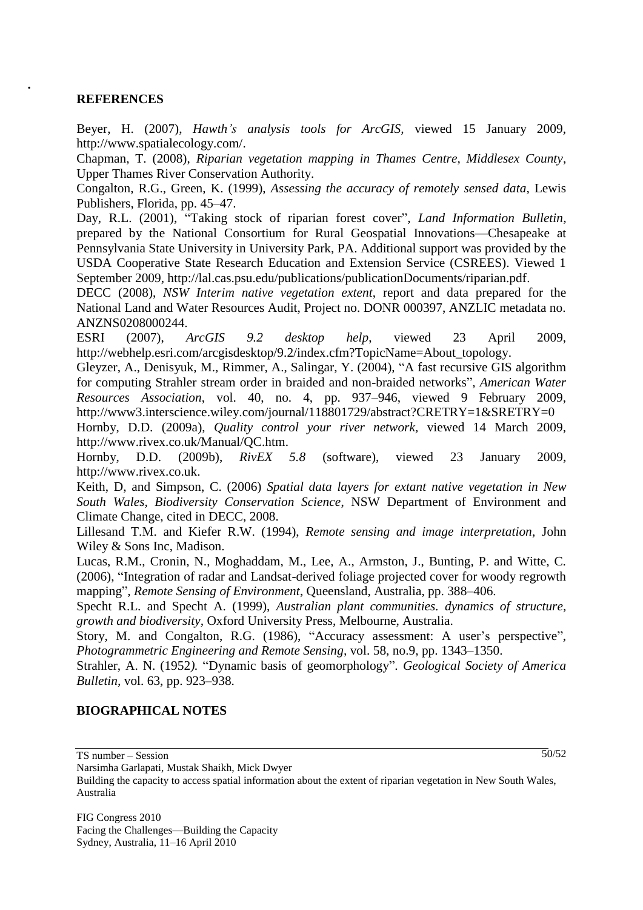## REFERENCES

Beyer, H. (2007), *Hawth's analysis tools for ArcGIS*, viewed 15 January 2009, http://www.spatialecology.com/.

Chapman, T. (2008), *Riparian vegetation mapping in Thames Centre, Middlesex County*, Upper Thames River Conservation Authority.

Congalton, R.G., Green, K. (1999), *Assessing the accuracy of remotely sensed data*, Lewis Publishers, Florida, pp. 45–47.

Day, R.L. (2001), "Taking stock of riparian forest cover", *Land Information Bulletin*, prepared by the National Consortium for Rural Geospatial Innovations—Chesapeake at Pennsylvania State University in University Park, PA. Additional support was provided by the USDA Cooperative State Research Education and Extension Service (CSREES). Viewed 1 September 2009, http://lal.cas.psu.edu/publications/publicationDocuments/riparian.pdf.

DECC (2008), *NSW Interim native vegetation extent*, report and data prepared for the National Land and Water Resources Audit, Project no. DONR 000397, ANZLIC metadata no. ANZNS0208000244.

ESRI (2007), *ArcGIS 9.2 desktop help*, viewed 23 April 2009, http://webhelp.esri.com/arcgisdesktop/9.2/index.cfm?TopicName=About_topology.

Gleyzer, A., Denisyuk, M., Rimmer, A., Salingar, Y. (2004), "A fast recursive GIS algorithm for computing Strahler stream order in braided and non-braided networks", *American Water Resources Association*, vol. 40, no. 4, pp. 937–946, viewed 9 February 2009, http://www3.interscience.wiley.com/journal/118801729/abstract?CRETRY=1&SRETRY=0

Hornby, D.D. (2009a), *Quality control your river network*, viewed 14 March 2009, http://www.rivex.co.uk/Manual/QC.htm.

Hornby, D.D. (2009b), *RivEX 5.8* (software), viewed 23 January 2009, http://www.rivex.co.uk.

Keith, D, and Simpson, C. (2006) *Spatial data layers for extant native vegetation in New South Wales, Biodiversity Conservation Science*, NSW Department of Environment and Climate Change, cited in DECC, 2008.

Lillesand T.M. and Kiefer R.W. (1994), *Remote sensing and image interpretation*, John Wiley & Sons Inc, Madison.

Lucas, R.M., Cronin, N., Moghaddam, M., Lee, A., Armston, J., Bunting, P. and Witte, C. (2006), "Integration of radar and Landsat-derived foliage projected cover for woody regrowth mapping", *Remote Sensing of Environment*, Queensland, Australia, pp. 388–406.

Specht R.L. and Specht A. (1999), *Australian plant communities. dynamics of structure, growth and biodiversity*, Oxford University Press, Melbourne, Australia.

Story, M. and Congalton, R.G. (1986), "Accuracy assessment: A user's perspective", *Photogrammetric Engineering and Remote Sensing*, vol. 58, no.9, pp. 1343–1350.

Strahler, A. N. (1952). "Dynamic basis of geomorphology". *Geological Society of America Bulletin*, vol. 63, pp. 923–938.

## BIOGRAPHICAL NOTES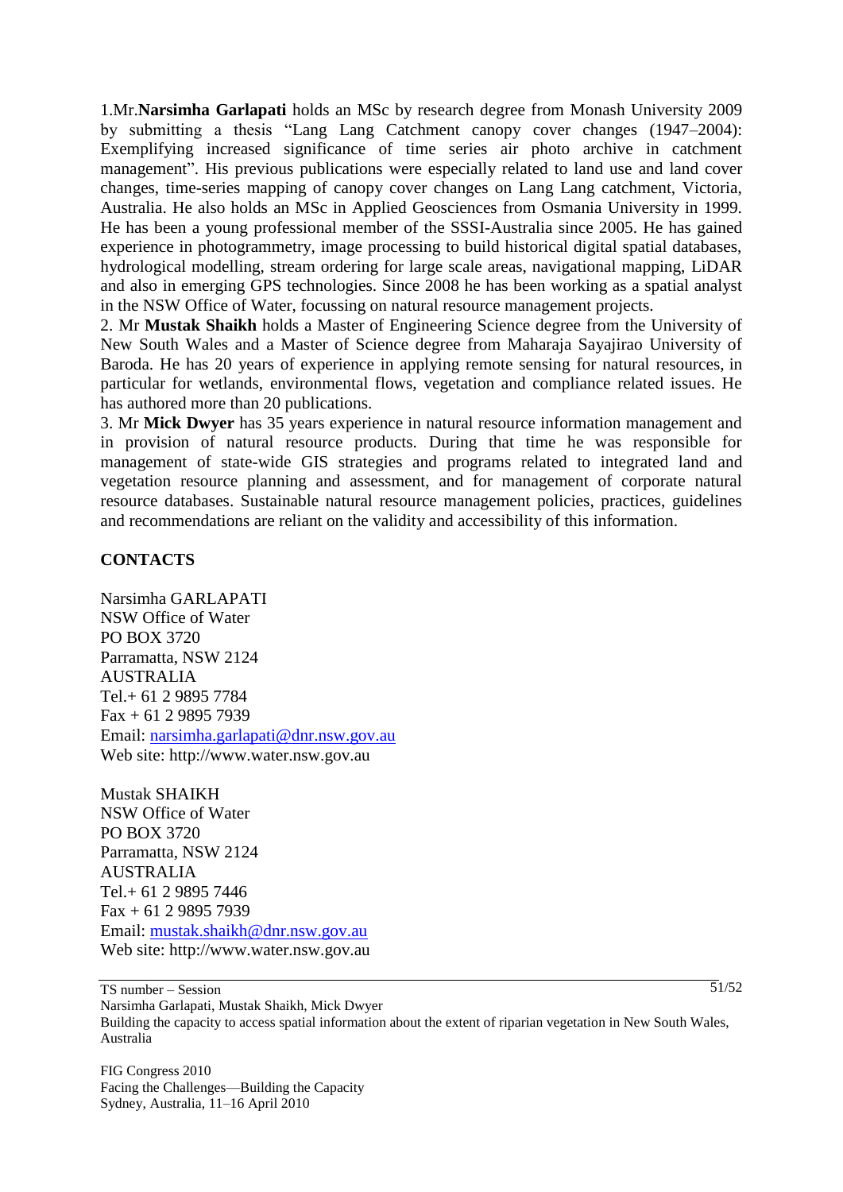1.Mr.**Narsimha Garlapati** holds an MSc by research degree from Monash University 2009 by submitting a thesis "Lang Lang Catchment canopy cover changes (1947–2004): Exemplifying increased significance of time series air photo archive in catchment management". His previous publications were especially related to land use and land cover changes, time-series mapping of canopy cover changes on Lang Lang catchment, Victoria, Australia. He also holds an MSc in Applied Geosciences from Osmania University in 1999. He has been a young professional member of the SSSI-Australia since 2005. He has gained experience in photogrammetry, image processing to build historical digital spatial databases, hydrological modelling, stream ordering for large scale areas, navigational mapping, LiDAR and also in emerging GPS technologies. Since 2008 he has been working as a spatial analyst in the NSW Office of Water, focussing on natural resource management projects.

2. Mr **Mustak Shaikh** holds a Master of Engineering Science degree from the University of New South Wales and a Master of Science degree from Maharaja Sayajirao University of Baroda. He has 20 years of experience in applying remote sensing for natural resources, in particular for wetlands, environmental flows, vegetation and compliance related issues. He has authored more than 20 publications.

3. Mr **Mick Dwyer** has 35 years experience in natural resource information management and in provision of natural resource products. During that time he was responsible for management of state-wide GIS strategies and programs related to integrated land and vegetation resource planning and assessment, and for management of corporate natural resource databases. Sustainable natural resource management policies, practices, guidelines and recommendations are reliant on the validity and accessibility of this information.

## CONTACTS

Narsimha GARLAPATI
NSW Office of Water
PO BOX 3720
Parramatta, NSW 2124
AUSTRALIA
Tel.+ 61 2 9895 7784
Fax + 61 2 9895 7939
Email: narsimha.garlapati@dnr.nsw.gov.au
Web site: http://www.water.nsw.gov.au

Mustak SHAIKH
NSW Office of Water
PO BOX 3720
Parramatta, NSW 2124
AUSTRALIA
Tel.+ 61 2 9895 7446
Fax + 61 2 9895 7939
Email: mustak.shaikh@dnr.nsw.gov.au
Web site: http://www.water.nsw.gov.au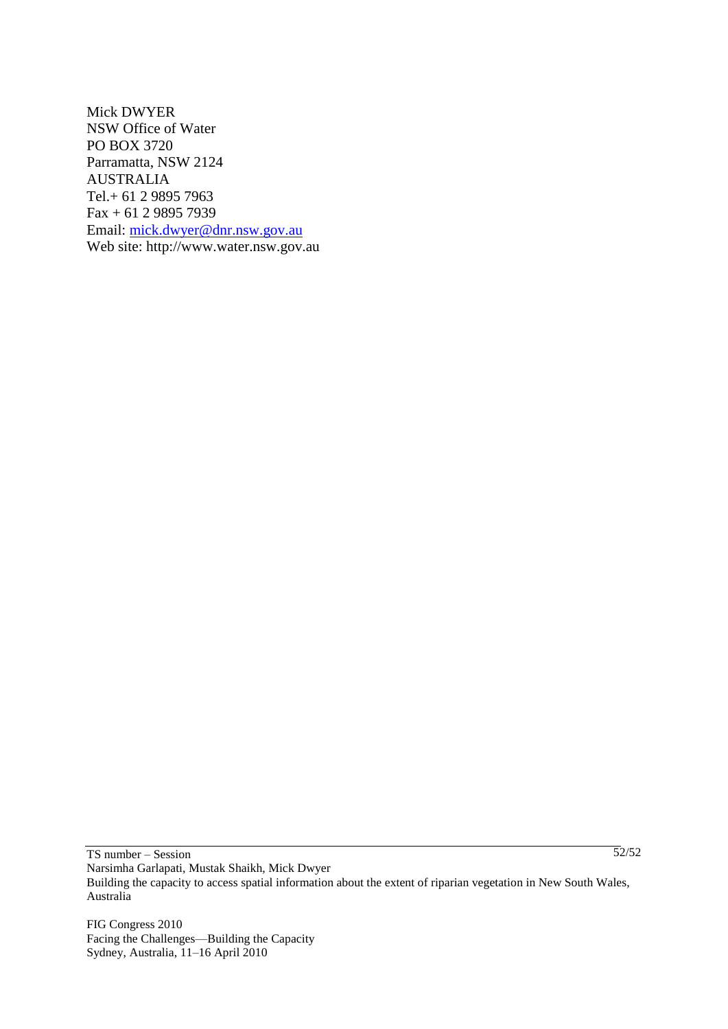Mick DWYER
NSW Office of Water
PO BOX 3720
Parramatta, NSW 2124
AUSTRALIA
Tel.+ 61 2 9895 7963
Fax + 61 2 9895 7939
Email: mick.dwyer@dnr.nsw.gov.au
Web site: http://www.water.nsw.gov.au